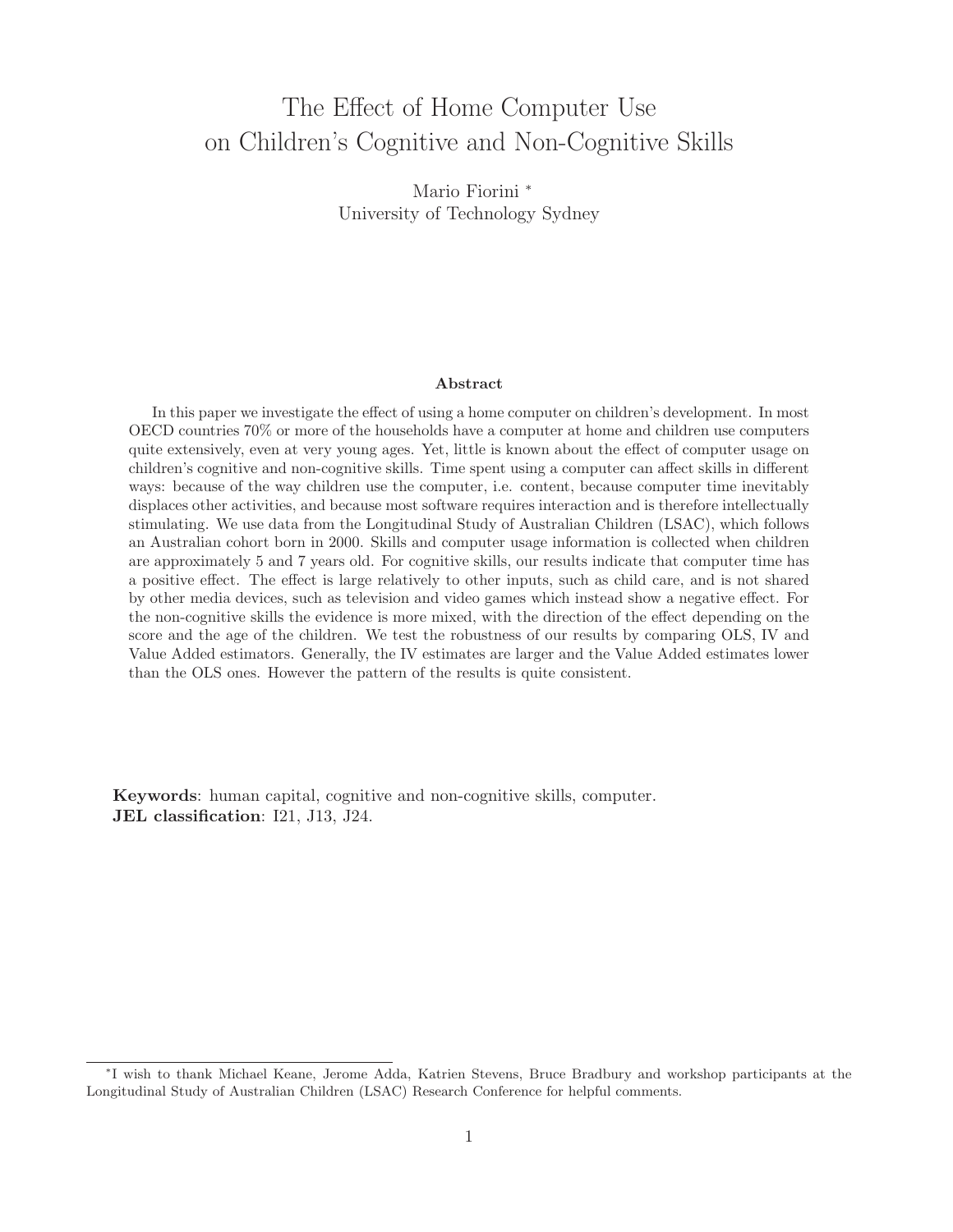# The Effect of Home Computer Use on Children's Cognitive and Non-Cognitive Skills

Mario Fiorini [*]
University of Technology Sydney

### Abstract

In this paper we investigate the effect of using a home computer on children's development. In most OECD countries 70% or more of the households have a computer at home and children use computers quite extensively, even at very young ages. Yet, little is known about the effect of computer usage on children's cognitive and non-cognitive skills. Time spent using a computer can affect skills in different ways: because of the way children use the computer, i.e. content, because computer time inevitably displaces other activities, and because most software requires interaction and is therefore intellectually stimulating. We use data from the Longitudinal Study of Australian Children (LSAC), which follows an Australian cohort born in 2000. Skills and computer usage information is collected when children are approximately 5 and 7 years old. For cognitive skills, our results indicate that computer time has a positive effect. The effect is large relatively to other inputs, such as child care, and is not shared by other media devices, such as television and video games which instead show a negative effect. For the non-cognitive skills the evidence is more mixed, with the direction of the effect depending on the score and the age of the children. We test the robustness of our results by comparing OLS, IV and Value Added estimators. Generally, the IV estimates are larger and the Value Added estimates lower than the OLS ones. However the pattern of the results is quite consistent.

**Keywords**: human capital, cognitive and non-cognitive skills, computer.
**JEL classification**: I21, J13, J24.

[*] I wish to thank Michael Keane, Jerome Adda, Katrien Stevens, Bruce Bradbury and workshop participants at the Longitudinal Study of Australian Children (LSAC) Research Conference for helpful comments.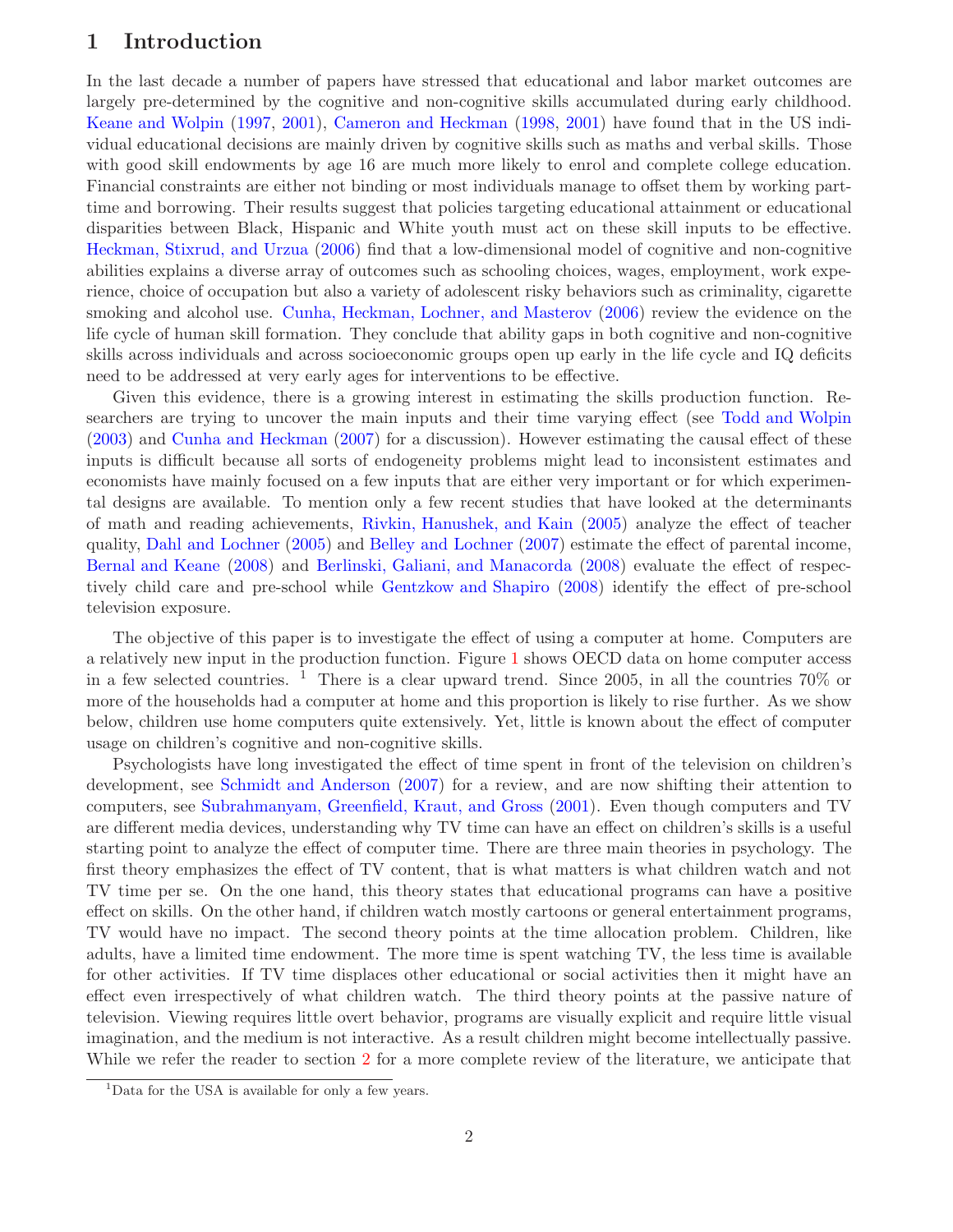# 1 Introduction

In the last decade a number of papers have stressed that educational and labor market outcomes are largely pre-determined by the cognitive and non-cognitive skills accumulated during early childhood. Keane and Wolpin (1997, 2001), Cameron and Heckman (1998, 2001) have found that in the US individual educational decisions are mainly driven by cognitive skills such as maths and verbal skills. Those with good skill endowments by age 16 are much more likely to enrol and complete college education. Financial constraints are either not binding or most individuals manage to offset them by working part-time and borrowing. Their results suggest that policies targeting educational attainment or educational disparities between Black, Hispanic and White youth must act on these skill inputs to be effective. Heckman, Stixrud, and Urzua (2006) find that a low-dimensional model of cognitive and non-cognitive abilities explains a diverse array of outcomes such as schooling choices, wages, employment, work experience, choice of occupation but also a variety of adolescent risky behaviors such as criminality, cigarette smoking and alcohol use. Cunha, Heckman, Lochner, and Masterov (2006) review the evidence on the life cycle of human skill formation. They conclude that ability gaps in both cognitive and non-cognitive skills across individuals and across socioeconomic groups open up early in the life cycle and IQ deficits need to be addressed at very early ages for interventions to be effective.

Given this evidence, there is a growing interest in estimating the skills production function. Researchers are trying to uncover the main inputs and their time varying effect (see Todd and Wolpin (2003) and Cunha and Heckman (2007) for a discussion). However estimating the causal effect of these inputs is difficult because all sorts of endogeneity problems might lead to inconsistent estimates and economists have mainly focused on a few inputs that are either very important or for which experimental designs are available. To mention only a few recent studies that have looked at the determinants of math and reading achievements, Rivkin, Hanushek, and Kain (2005) analyze the effect of teacher quality, Dahl and Lochner (2005) and Belley and Lochner (2007) estimate the effect of parental income, Bernal and Keane (2008) and Berlinski, Galiani, and Manacorda (2008) evaluate the effect of respectively child care and pre-school while Gentzkow and Shapiro (2008) identify the effect of pre-school television exposure.

The objective of this paper is to investigate the effect of using a computer at home. Computers are a relatively new input in the production function. Figure 1 shows OECD data on home computer access in a few selected countries. [1] There is a clear upward trend. Since 2005, in all the countries 70% or more of the households had a computer at home and this proportion is likely to rise further. As we show below, children use home computers quite extensively. Yet, little is known about the effect of computer usage on children's cognitive and non-cognitive skills.

Psychologists have long investigated the effect of time spent in front of the television on children's development, see Schmidt and Anderson (2007) for a review, and are now shifting their attention to computers, see Subrahmanyam, Greenfield, Kraut, and Gross (2001). Even though computers and TV are different media devices, understanding why TV time can have an effect on children's skills is a useful starting point to analyze the effect of computer time. There are three main theories in psychology. The first theory emphasizes the effect of TV content, that is what matters is what children watch and not TV time per se. On the one hand, this theory states that educational programs can have a positive effect on skills. On the other hand, if children watch mostly cartoons or general entertainment programs, TV would have no impact. The second theory points at the time allocation problem. Children, like adults, have a limited time endowment. The more time is spent watching TV, the less time is available for other activities. If TV time displaces other educational or social activities then it might have an effect even irrespectively of what children watch. The third theory points at the passive nature of television. Viewing requires little overt behavior, programs are visually explicit and require little visual imagination, and the medium is not interactive. As a result children might become intellectually passive. While we refer the reader to section 2 for a more complete review of the literature, we anticipate that

[1] Data for the USA is available for only a few years.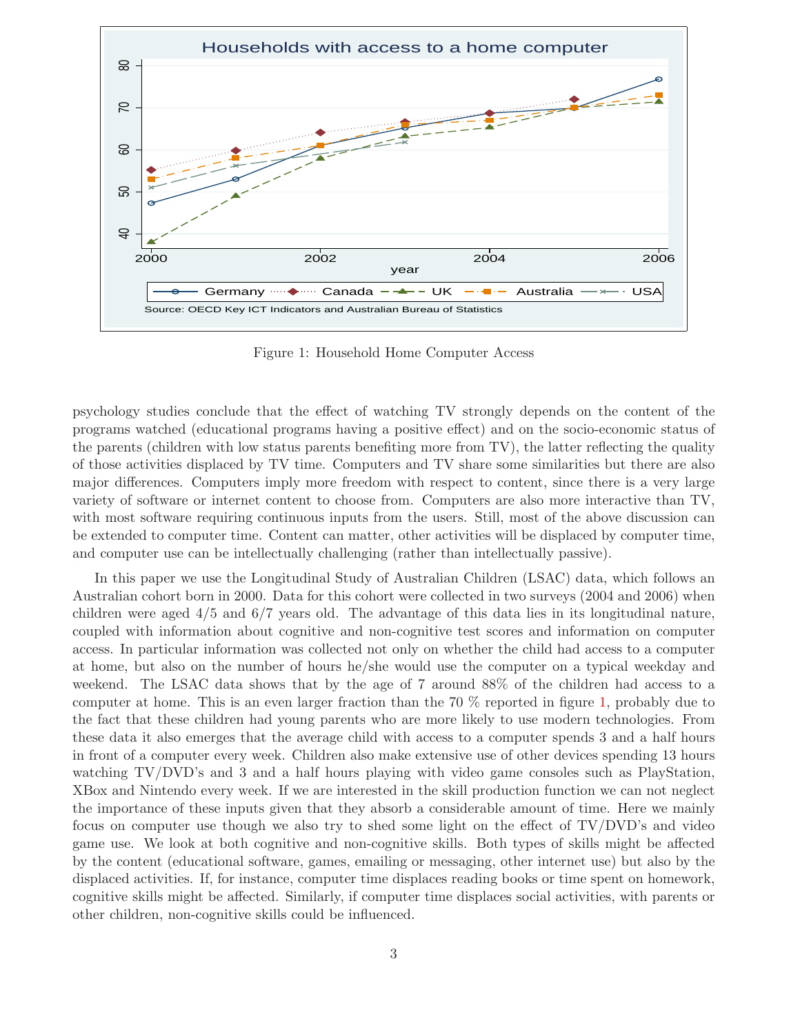Figure 1: Household Home Computer Access

psychology studies conclude that the effect of watching TV strongly depends on the content of the programs watched (educational programs having a positive effect) and on the socio-economic status of the parents (children with low status parents benefiting more from TV), the latter reflecting the quality of those activities displaced by TV time. Computers and TV share some similarities but there are also major differences. Computers imply more freedom with respect to content, since there is a very large variety of software or internet content to choose from. Computers are also more interactive than TV, with most software requiring continuous inputs from the users. Still, most of the above discussion can be extended to computer time. Content can matter, other activities will be displaced by computer time, and computer use can be intellectually challenging (rather than intellectually passive).

In this paper we use the Longitudinal Study of Australian Children (LSAC) data, which follows an Australian cohort born in 2000. Data for this cohort were collected in two surveys (2004 and 2006) when children were aged 4/5 and 6/7 years old. The advantage of this data lies in its longitudinal nature, coupled with information about cognitive and non-cognitive test scores and information on computer access. In particular information was collected not only on whether the child had access to a computer at home, but also on the number of hours he/she would use the computer on a typical weekday and weekend. The LSAC data shows that by the age of 7 around 88% of the children had access to a computer at home. This is an even larger fraction than the 70 % reported in figure 1, probably due to the fact that these children had young parents who are more likely to use modern technologies. From these data it also emerges that the average child with access to a computer spends 3 and a half hours in front of a computer every week. Children also make extensive use of other devices spending 13 hours watching TV/DVD's and 3 and a half hours playing with video game consoles such as PlayStation, XBox and Nintendo every week. If we are interested in the skill production function we can not neglect the importance of these inputs given that they absorb a considerable amount of time. Here we mainly focus on computer use though we also try to shed some light on the effect of TV/DVD's and video game use. We look at both cognitive and non-cognitive skills. Both types of skills might be affected by the content (educational software, games, emailing or messaging, other internet use) but also by the displaced activities. If, for instance, computer time displaces reading books or time spent on homework, cognitive skills might be affected. Similarly, if computer time displaces social activities, with parents or other children, non-cognitive skills could be influenced.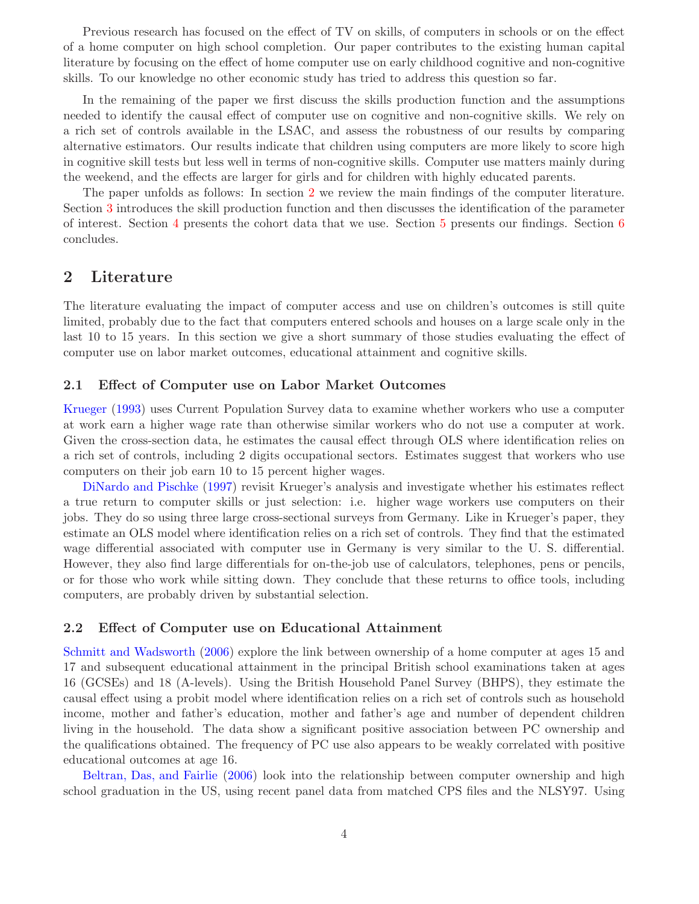Previous research has focused on the effect of TV on skills, of computers in schools or on the effect of a home computer on high school completion. Our paper contributes to the existing human capital literature by focusing on the effect of home computer use on early childhood cognitive and non-cognitive skills. To our knowledge no other economic study has tried to address this question so far.

In the remaining of the paper we first discuss the skills production function and the assumptions needed to identify the causal effect of computer use on cognitive and non-cognitive skills. We rely on a rich set of controls available in the LSAC, and assess the robustness of our results by comparing alternative estimators. Our results indicate that children using computers are more likely to score high in cognitive skill tests but less well in terms of non-cognitive skills. Computer use matters mainly during the weekend, and the effects are larger for girls and for children with highly educated parents.

The paper unfolds as follows: In section 2 we review the main findings of the computer literature. Section 3 introduces the skill production function and then discusses the identification of the parameter of interest. Section 4 presents the cohort data that we use. Section 5 presents our findings. Section 6 concludes.

## 2 Literature

The literature evaluating the impact of computer access and use on children's outcomes is still quite limited, probably due to the fact that computers entered schools and houses on a large scale only in the last 10 to 15 years. In this section we give a short summary of those studies evaluating the effect of computer use on labor market outcomes, educational attainment and cognitive skills.

### 2.1 Effect of Computer use on Labor Market Outcomes

Krueger (1993) uses Current Population Survey data to examine whether workers who use a computer at work earn a higher wage rate than otherwise similar workers who do not use a computer at work. Given the cross-section data, he estimates the causal effect through OLS where identification relies on a rich set of controls, including 2 digits occupational sectors. Estimates suggest that workers who use computers on their job earn 10 to 15 percent higher wages.

DiNardo and Pischke (1997) revisit Krueger's analysis and investigate whether his estimates reflect a true return to computer skills or just selection: i.e. higher wage workers use computers on their jobs. They do so using three large cross-sectional surveys from Germany. Like in Krueger's paper, they estimate an OLS model where identification relies on a rich set of controls. They find that the estimated wage differential associated with computer use in Germany is very similar to the U. S. differential. However, they also find large differentials for on-the-job use of calculators, telephones, pens or pencils, or for those who work while sitting down. They conclude that these returns to office tools, including computers, are probably driven by substantial selection.

### 2.2 Effect of Computer use on Educational Attainment

Schmitt and Wadsworth (2006) explore the link between ownership of a home computer at ages 15 and 17 and subsequent educational attainment in the principal British school examinations taken at ages 16 (GCSEs) and 18 (A-levels). Using the British Household Panel Survey (BHPS), they estimate the causal effect using a probit model where identification relies on a rich set of controls such as household income, mother and father's education, mother and father's age and number of dependent children living in the household. The data show a significant positive association between PC ownership and the qualifications obtained. The frequency of PC use also appears to be weakly correlated with positive educational outcomes at age 16.

Beltran, Das, and Fairlie (2006) look into the relationship between computer ownership and high school graduation in the US, using recent panel data from matched CPS files and the NLSY97. Using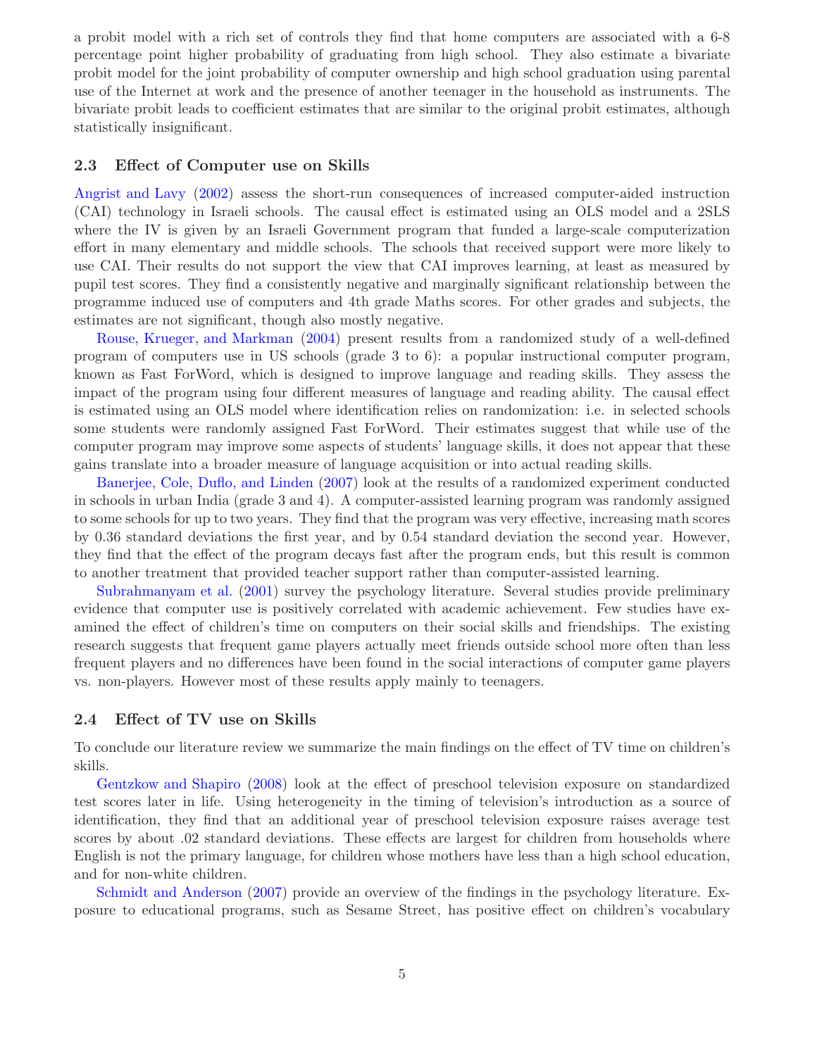a probit model with a rich set of controls they find that home computers are associated with a 6-8 percentage point higher probability of graduating from high school. They also estimate a bivariate probit model for the joint probability of computer ownership and high school graduation using parental use of the Internet at work and the presence of another teenager in the household as instruments. The bivariate probit leads to coefficient estimates that are similar to the original probit estimates, although statistically insignificant.

### 2.3 Effect of Computer use on Skills

Angrist and Lavy (2002) assess the short-run consequences of increased computer-aided instruction (CAI) technology in Israeli schools. The causal effect is estimated using an OLS model and a 2SLS where the IV is given by an Israeli Government program that funded a large-scale computerization effort in many elementary and middle schools. The schools that received support were more likely to use CAI. Their results do not support the view that CAI improves learning, at least as measured by pupil test scores. They find a consistently negative and marginally significant relationship between the programme induced use of computers and 4th grade Maths scores. For other grades and subjects, the estimates are not significant, though also mostly negative.

Rouse, Krueger, and Markman (2004) present results from a randomized study of a well-defined program of computers use in US schools (grade 3 to 6): a popular instructional computer program, known as Fast ForWord, which is designed to improve language and reading skills. They assess the impact of the program using four different measures of language and reading ability. The causal effect is estimated using an OLS model where identification relies on randomization: i.e. in selected schools some students were randomly assigned Fast ForWord. Their estimates suggest that while use of the computer program may improve some aspects of students' language skills, it does not appear that these gains translate into a broader measure of language acquisition or into actual reading skills.

Banerjee, Cole, Duflo, and Linden (2007) look at the results of a randomized experiment conducted in schools in urban India (grade 3 and 4). A computer-assisted learning program was randomly assigned to some schools for up to two years. They find that the program was very effective, increasing math scores by 0.36 standard deviations the first year, and by 0.54 standard deviation the second year. However, they find that the effect of the program decays fast after the program ends, but this result is common to another treatment that provided teacher support rather than computer-assisted learning.

Subrahmanyam et al. (2001) survey the psychology literature. Several studies provide preliminary evidence that computer use is positively correlated with academic achievement. Few studies have examined the effect of children's time on computers on their social skills and friendships. The existing research suggests that frequent game players actually meet friends outside school more often than less frequent players and no differences have been found in the social interactions of computer game players vs. non-players. However most of these results apply mainly to teenagers.

### 2.4 Effect of TV use on Skills

To conclude our literature review we summarize the main findings on the effect of TV time on children's skills.

Gentzkow and Shapiro (2008) look at the effect of preschool television exposure on standardized test scores later in life. Using heterogeneity in the timing of television's introduction as a source of identification, they find that an additional year of preschool television exposure raises average test scores by about .02 standard deviations. These effects are largest for children from households where English is not the primary language, for children whose mothers have less than a high school education, and for non-white children.

Schmidt and Anderson (2007) provide an overview of the findings in the psychology literature. Exposure to educational programs, such as Sesame Street, has positive effect on children's vocabulary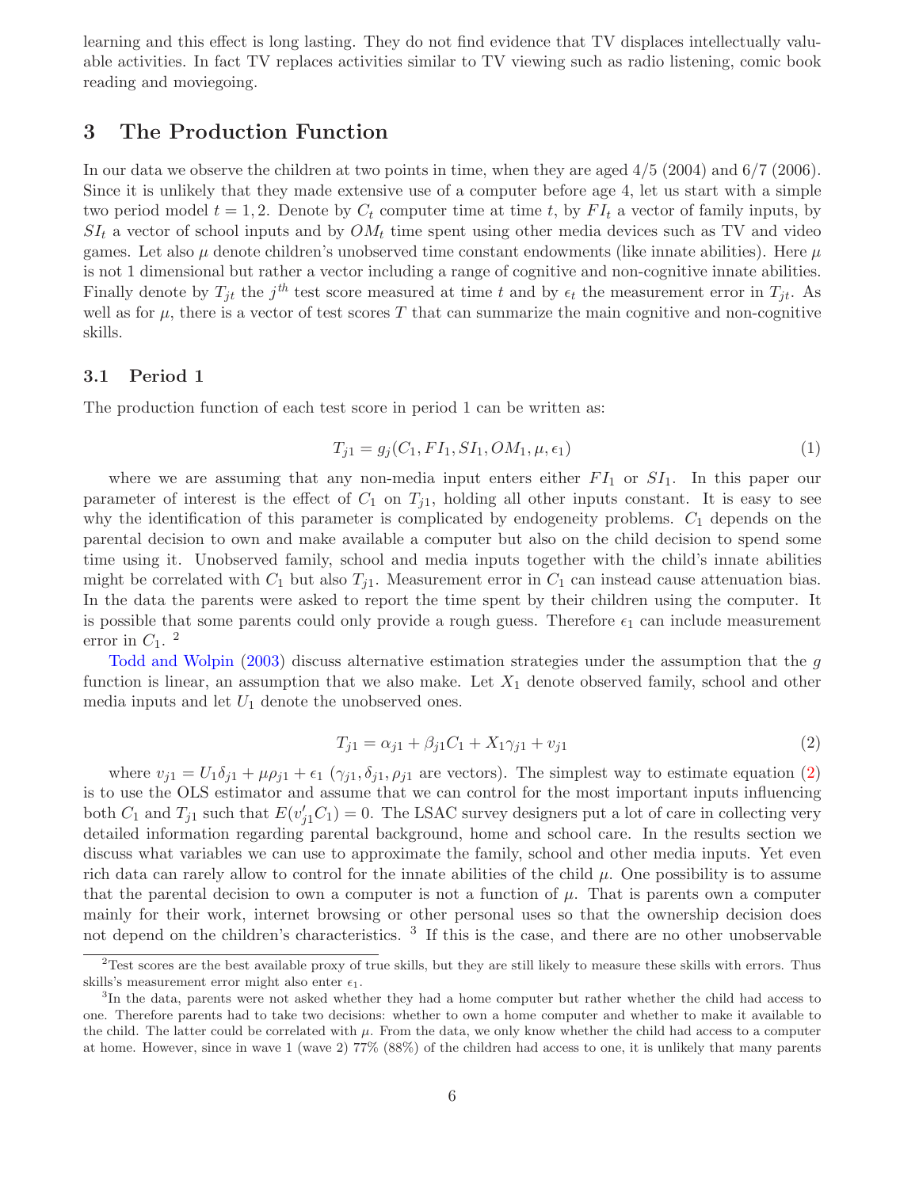learning and this effect is long lasting. They do not find evidence that TV displaces intellectually valuable activities. In fact TV replaces activities similar to TV viewing such as radio listening, comic book reading and moviegoing.

## 3 The Production Function

In our data we observe the children at two points in time, when they are aged 4/5 (2004) and 6/7 (2006). Since it is unlikely that they made extensive use of a computer before age 4, let us start with a simple two period model $t = 1, 2$. Denote by $C_t$ computer time at time $t$, by $FI_t$ a vector of family inputs, by $SI_t$ a vector of school inputs and by $OM_t$ time spent using other media devices such as TV and video games. Let also $\mu$ denote children's unobserved time constant endowments (like innate abilities). Here $\mu$ is not 1 dimensional but rather a vector including a range of cognitive and non-cognitive innate abilities. Finally denote by $T_{jt}$ the $j^{th}$ test score measured at time $t$ and by $\epsilon_t$ the measurement error in $T_{jt}$. As well as for $\mu$, there is a vector of test scores $T$ that can summarize the main cognitive and non-cognitive skills.

### 3.1 Period 1

The production function of each test score in period 1 can be written as:

$$T_{j1} = g_j(C_1, FI_1, SI_1, OM_1, \mu, \epsilon_1) \tag{1}$$

where we are assuming that any non-media input enters either $FI_1$ or $SI_1$. In this paper our parameter of interest is the effect of $C_1$ on $T_{j1}$, holding all other inputs constant. It is easy to see why the identification of this parameter is complicated by endogeneity problems. $C_1$ depends on the parental decision to own and make available a computer but also on the child decision to spend some time using it. Unobserved family, school and media inputs together with the child's innate abilities might be correlated with $C_1$ but also $T_{j1}$. Measurement error in $C_1$ can instead cause attenuation bias. In the data the parents were asked to report the time spent by their children using the computer. It is possible that some parents could only provide a rough guess. Therefore $\epsilon_1$ can include measurement error in $C_1$. [2]

Todd and Wolpin (2003) discuss alternative estimation strategies under the assumption that the $g$ function is linear, an assumption that we also make. Let $X_1$ denote observed family, school and other media inputs and let $U_1$ denote the unobserved ones.

$$T_{j1} = \alpha_{j1} + \beta_{j1} C_1 + X_1 \gamma_{j1} + v_{j1} \tag{2}$$

where $v_{j1} = U_1 \delta_{j1} + \mu \rho_{j1} + \epsilon_1$ ($\gamma_{j1}, \delta_{j1}, \rho_{j1}$ are vectors). The simplest way to estimate equation (2) is to use the OLS estimator and assume that we can control for the most important inputs influencing both $C_1$ and $T_{j1}$ such that $E(v'_{j1} C_1) = 0$. The LSAC survey designers put a lot of care in collecting very detailed information regarding parental background, home and school care. In the results section we discuss what variables we can use to approximate the family, school and other media inputs. Yet even rich data can rarely allow to control for the innate abilities of the child $\mu$. One possibility is to assume that the parental decision to own a computer is not a function of $\mu$. That is parents own a computer mainly for their work, internet browsing or other personal uses so that the ownership decision does not depend on the children's characteristics. [3] If this is the case, and there are no other unobservable

[2] Test scores are the best available proxy of true skills, but they are still likely to measure these skills with errors. Thus skills's measurement error might also enter $\epsilon_1$.

[3] In the data, parents were not asked whether they had a home computer but rather whether the child had access to one. Therefore parents had to take two decisions: whether to own a home computer and whether to make it available to the child. The latter could be correlated with $\mu$. From the data, we only know whether the child had access to a computer at home. However, since in wave 1 (wave 2) 77% (88%) of the children had access to one, it is unlikely that many parents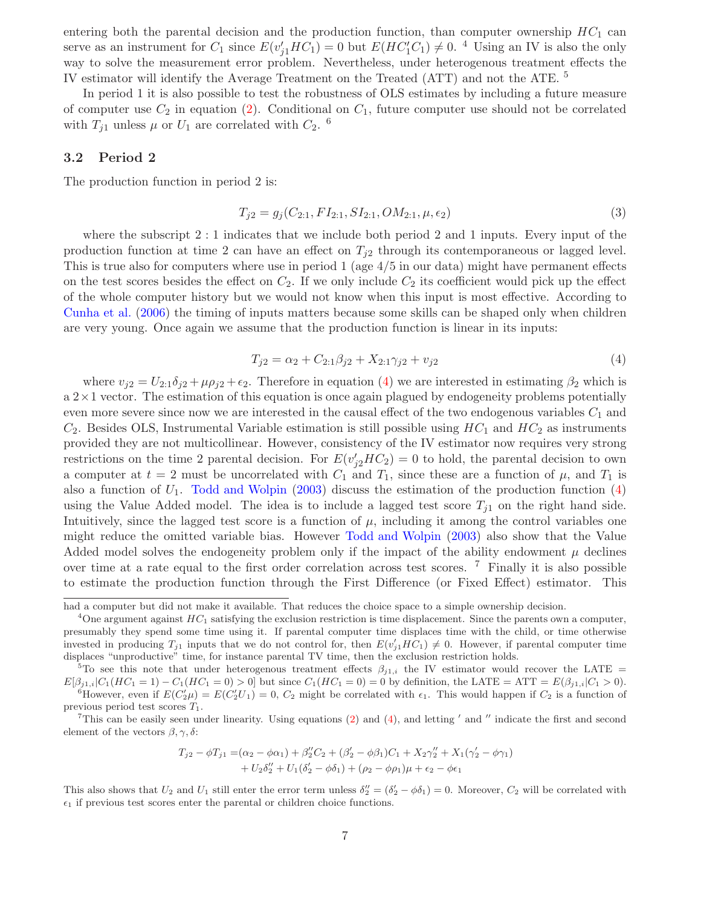entering both the parental decision and the production function, than computer ownership $HC_1$ can serve as an instrument for $C_1$ since $E(v'_{j1}HC_1) = 0$ but $E(HC'_1C_1) \neq 0$. [4] Using an IV is also the only way to solve the measurement error problem. Nevertheless, under heterogenous treatment effects the IV estimator will identify the Average Treatment on the Treated (ATT) and not the ATE. [5]

In period 1 it is also possible to test the robustness of OLS estimates by including a future measure of computer use $C_2$ in equation (2). Conditional on $C_1$, future computer use should not be correlated with $T_{j1}$ unless $\mu$ or $U_1$ are correlated with $C_2$. [6]

### 3.2 Period 2

The production function in period 2 is:

$$T_{j2} = g_j(C_{2:1}, FI_{2:1}, SI_{2:1}, OM_{2:1}, \mu, \epsilon_2) \tag{3}$$

where the subscript $2:1$ indicates that we include both period 2 and 1 inputs. Every input of the production function at time 2 can have an effect on $T_{j2}$ through its contemporaneous or lagged level. This is true also for computers where use in period 1 (age 4/5 in our data) might have permanent effects on the test scores besides the effect on $C_2$. If we only include $C_2$ its coefficient would pick up the effect of the whole computer history but we would not know when this input is most effective. According to Cunha et al. (2006) the timing of inputs matters because some skills can be shaped only when children are very young. Once again we assume that the production function is linear in its inputs:

$$T_{j2} = \alpha_2 + C_{2:1}\beta_{j2} + X_{2:1}\gamma_{j2} + v_{j2} \tag{4}$$

where $v_{j2} = U_{2:1}\delta_{j2} + \mu\rho_{j2} + \epsilon_2$. Therefore in equation (4) we are interested in estimating $\beta_2$ which is a $2\times1$ vector. The estimation of this equation is once again plagued by endogeneity problems potentially even more severe since now we are interested in the causal effect of the two endogenous variables $C_1$ and $C_2$. Besides OLS, Instrumental Variable estimation is still possible using $HC_1$ and $HC_2$ as instruments provided they are not multicollinear. However, consistency of the IV estimator now requires very strong restrictions on the time 2 parental decision. For $E(v'_{j2}HC_2) = 0$ to hold, the parental decision to own a computer at $t = 2$ must be uncorrelated with $C_1$ and $T_1$, since these are a function of $\mu$, and $T_1$ is also a function of $U_1$. Todd and Wolpin (2003) discuss the estimation of the production function (4) using the Value Added model. The idea is to include a lagged test score $T_{j1}$ on the right hand side. Intuitively, since the lagged test score is a function of $\mu$, including it among the control variables one might reduce the omitted variable bias. However Todd and Wolpin (2003) also show that the Value Added model solves the endogeneity problem only if the impact of the ability endowment $\mu$ declines over time at a rate equal to the first order correlation across test scores. [7] Finally it is also possible to estimate the production function through the First Difference (or Fixed Effect) estimator. This

---

had a computer but did not make it available. That reduces the choice space to a simple ownership decision.

[4] One argument against $HC_1$ satisfying the exclusion restriction is time displacement. Since the parents own a computer, presumably they spend some time using it. If parental computer time displaces time with the child, or time otherwise invested in producing $T_{j1}$ inputs that we do not control for, then $E(v'_{j1}HC_1) \neq 0$. However, if parental computer time displaces "unproductive" time, for instance parental TV time, then the exclusion restriction holds.

[5] To see this note that under heterogenous treatment effects $\beta_{j1,i}$ the IV estimator would recover the LATE $= E[\beta_{j1,i}|C_1(HC_1 = 1) - C_1(HC_1 = 0) > 0]$ but since $C_1(HC_1 = 0) = 0$ by definition, the LATE = ATT $= E(\beta_{j1,i}|C_1 > 0)$.

[6] However, even if $E(C'_2\mu) = E(C'_2U_1) = 0$, $C_2$ might be correlated with $\epsilon_1$. This would happen if $C_2$ is a function of previous period test scores $T_1$.

[7] This can be easily seen under linearity. Using equations (2) and (4), and letting $'$ and $''$ indicate the first and second element of the vectors $\beta, \gamma, \delta$:

$$\begin{aligned} T_{j2} - \phi T_{j1} =& (\alpha_2 - \phi\alpha_1) + \beta''_2 C_2 + (\beta'_2 - \phi\beta_1)C_1 + X_2\gamma''_2 + X_1(\gamma'_2 - \phi\gamma_1) \\ &+ U_2\delta''_2 + U_1(\delta'_2 - \phi\delta_1) + (\rho_2 - \phi\rho_1)\mu + \epsilon_2 - \phi\epsilon_1 \end{aligned}$$

This also shows that $U_2$ and $U_1$ still enter the error term unless $\delta''_2 = (\delta'_2 - \phi\delta_1) = 0$. Moreover, $C_2$ will be correlated with $\epsilon_1$ if previous test scores enter the parental or children choice functions.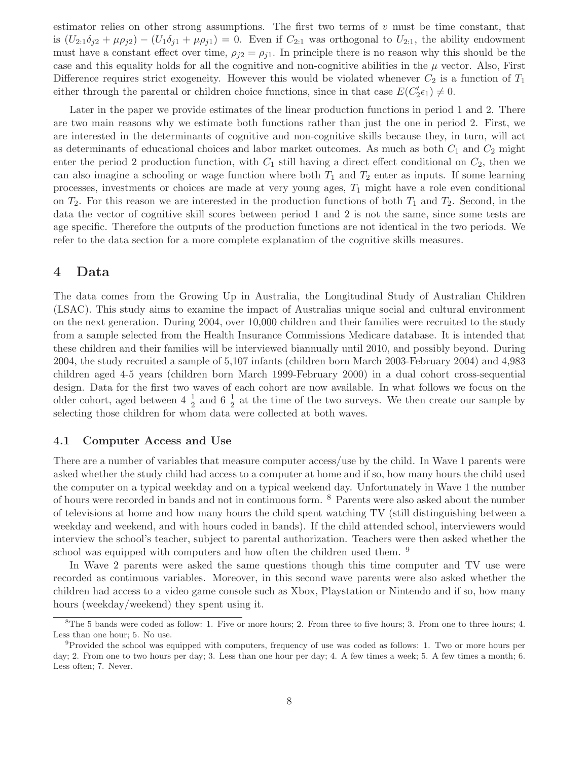estimator relies on other strong assumptions. The first two terms of $v$ must be time constant, that is $(U_{2:1}\delta_{j2} + \mu\rho_{j2}) - (U_1\delta_{j1} + \mu\rho_{j1}) = 0$. Even if $C_{2:1}$ was orthogonal to $U_{2:1}$, the ability endowment must have a constant effect over time, $\rho_{j2} = \rho_{j1}$. In principle there is no reason why this should be the case and this equality holds for all the cognitive and non-cognitive abilities in the $\mu$ vector. Also, First Difference requires strict exogeneity. However this would be violated whenever $C_2$ is a function of $T_1$ either through the parental or children choice functions, since in that case $E(C_2'\epsilon_1) \neq 0$.

Later in the paper we provide estimates of the linear production functions in period 1 and 2. There are two main reasons why we estimate both functions rather than just the one in period 2. First, we are interested in the determinants of cognitive and non-cognitive skills because they, in turn, will act as determinants of educational choices and labor market outcomes. As much as both $C_1$ and $C_2$ might enter the period 2 production function, with $C_1$ still having a direct effect conditional on $C_2$, then we can also imagine a schooling or wage function where both $T_1$ and $T_2$ enter as inputs. If some learning processes, investments or choices are made at very young ages, $T_1$ might have a role even conditional on $T_2$. For this reason we are interested in the production functions of both $T_1$ and $T_2$. Second, in the data the vector of cognitive skill scores between period 1 and 2 is not the same, since some tests are age specific. Therefore the outputs of the production functions are not identical in the two periods. We refer to the data section for a more complete explanation of the cognitive skills measures.

# 4 Data

The data comes from the Growing Up in Australia, the Longitudinal Study of Australian Children (LSAC). This study aims to examine the impact of Australias unique social and cultural environment on the next generation. During 2004, over 10,000 children and their families were recruited to the study from a sample selected from the Health Insurance Commissions Medicare database. It is intended that these children and their families will be interviewed biannually until 2010, and possibly beyond. During 2004, the study recruited a sample of 5,107 infants (children born March 2003-February 2004) and 4,983 children aged 4-5 years (children born March 1999-February 2000) in a dual cohort cross-sequential design. Data for the first two waves of each cohort are now available. In what follows we focus on the older cohort, aged between 4 $\frac{1}{2}$ and 6 $\frac{1}{2}$ at the time of the two surveys. We then create our sample by selecting those children for whom data were collected at both waves.

## 4.1 Computer Access and Use

There are a number of variables that measure computer access/use by the child. In Wave 1 parents were asked whether the study child had access to a computer at home and if so, how many hours the child used the computer on a typical weekday and on a typical weekend day. Unfortunately in Wave 1 the number of hours were recorded in bands and not in continuous form. [8] Parents were also asked about the number of televisions at home and how many hours the child spent watching TV (still distinguishing between a weekday and weekend, and with hours coded in bands). If the child attended school, interviewers would interview the school's teacher, subject to parental authorization. Teachers were then asked whether the school was equipped with computers and how often the children used them. [9]

In Wave 2 parents were asked the same questions though this time computer and TV use were recorded as continuous variables. Moreover, in this second wave parents were also asked whether the children had access to a video game console such as Xbox, Playstation or Nintendo and if so, how many hours (weekday/weekend) they spent using it.

[8] The 5 bands were coded as follow: 1. Five or more hours; 2. From three to five hours; 3. From one to three hours; 4. Less than one hour; 5. No use.

[9] Provided the school was equipped with computers, frequency of use was coded as follows: 1. Two or more hours per day; 2. From one to two hours per day; 3. Less than one hour per day; 4. A few times a week; 5. A few times a month; 6. Less often; 7. Never.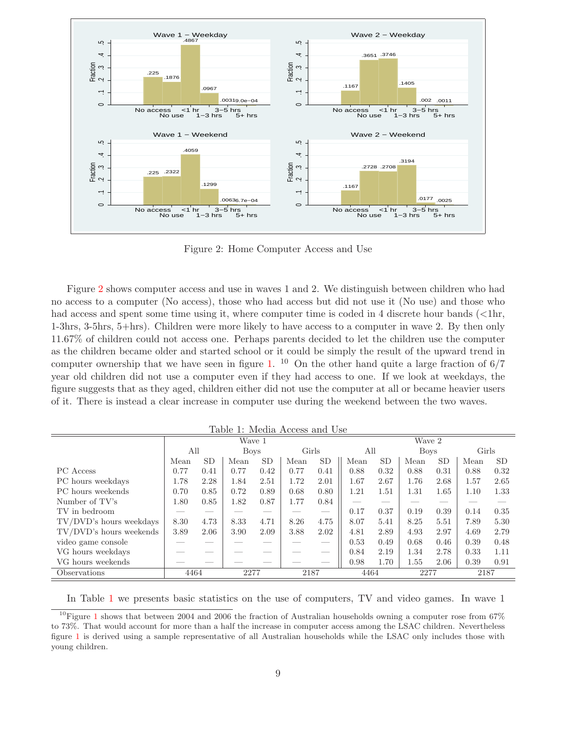Figure 2: Home Computer Access and Use

Figure 2 shows computer access and use in waves 1 and 2. We distinguish between children who had no access to a computer (No access), those who had access but did not use it (No use) and those who had access and spent some time using it, where computer time is coded in 4 discrete hour bands (<1hr, 1-3hrs, 3-5hrs, 5+hrs). Children were more likely to have access to a computer in wave 2. By then only 11.67% of children could not access one. Perhaps parents decided to let the children use the computer as the children became older and started school or it could be simply the result of the upward trend in computer ownership that we have seen in figure 1. [10] On the other hand quite a large fraction of 6/7 year old children did not use a computer even if they had access to one. If we look at weekdays, the figure suggests that as they aged, children either did not use the computer at all or became heavier users of it. There is instead a clear increase in computer use during the weekend between the two waves.

Table 1: Media Access and Use

| | Wave 1 | | | | | | Wave 2 | | | | | |
|---|---|---|---|---|---|---|---|---|---|---|---|---|
| | All | | Boys | | Girls | | All | | Boys | | Girls | |
| | Mean | SD | Mean | SD | Mean | SD | Mean | SD | Mean | SD | Mean | SD |
| PC Access | 0.77 | 0.41 | 0.77 | 0.42 | 0.77 | 0.41 | 0.88 | 0.32 | 0.88 | 0.31 | 0.88 | 0.32 |
| PC hours weekdays | 1.78 | 2.28 | 1.84 | 2.51 | 1.72 | 2.01 | 1.67 | 2.67 | 1.76 | 2.68 | 1.57 | 2.65 |
| PC hours weekends | 0.70 | 0.85 | 0.72 | 0.89 | 0.68 | 0.80 | 1.21 | 1.51 | 1.31 | 1.65 | 1.10 | 1.33 |
| Number of TV's | 1.80 | 0.85 | 1.82 | 0.87 | 1.77 | 0.84 | — | — | — | — | — | — |
| TV in bedroom | — | — | — | — | — | — | 0.17 | 0.37 | 0.19 | 0.39 | 0.14 | 0.35 |
| TV/DVD's hours weekdays | 8.30 | 4.73 | 8.33 | 4.71 | 8.26 | 4.75 | 8.07 | 5.41 | 8.25 | 5.51 | 7.89 | 5.30 |
| TV/DVD's hours weekends | 3.89 | 2.06 | 3.90 | 2.09 | 3.88 | 2.02 | 4.81 | 2.89 | 4.93 | 2.97 | 4.69 | 2.79 |
| video game console | — | — | — | — | — | — | 0.53 | 0.49 | 0.68 | 0.46 | 0.39 | 0.48 |
| VG hours weekdays | — | — | — | — | — | — | 0.84 | 2.19 | 1.34 | 2.78 | 0.33 | 1.11 |
| VG hours weekends | — | — | — | — | — | — | 0.98 | 1.70 | 1.55 | 2.06 | 0.39 | 0.91 |
| Observations | 4464 | | 2277 | | 2187 | | 4464 | | 2277 | | 2187 | |

In Table 1 we presents basic statistics on the use of computers, TV and video games. In wave 1

[10] Figure 1 shows that between 2004 and 2006 the fraction of Australian households owning a computer rose from 67% to 73%. That would account for more than a half the increase in computer access among the LSAC children. Nevertheless figure 1 is derived using a sample representative of all Australian households while the LSAC only includes those with young children.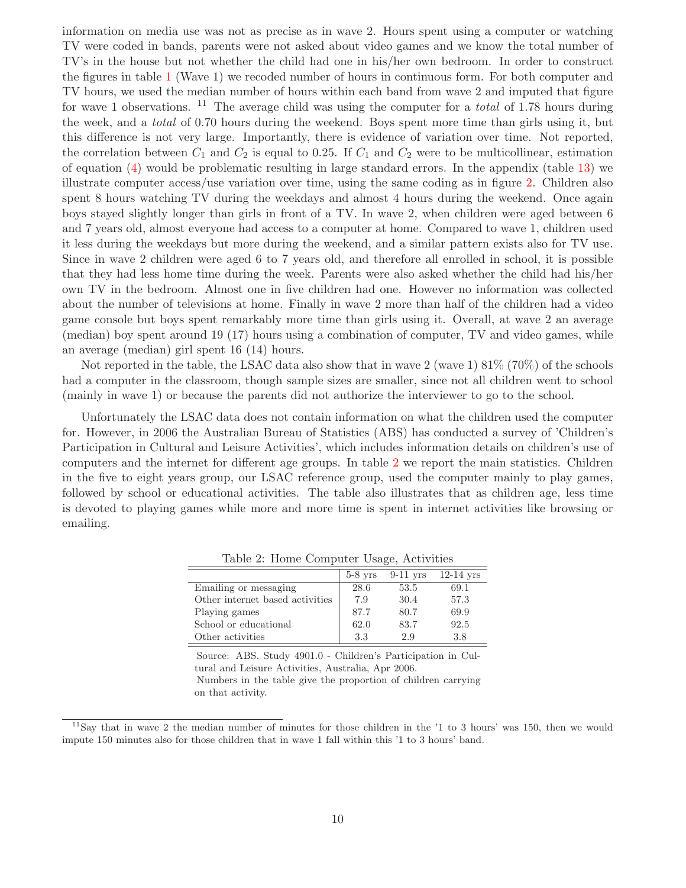information on media use was not as precise as in wave 2. Hours spent using a computer or watching TV were coded in bands, parents were not asked about video games and we know the total number of TV's in the house but not whether the child had one in his/her own bedroom. In order to construct the figures in table 1 (Wave 1) we recoded number of hours in continuous form. For both computer and TV hours, we used the median number of hours within each band from wave 2 and imputed that figure for wave 1 observations. [11] The average child was using the computer for a *total* of 1.78 hours during the week, and a *total* of 0.70 hours during the weekend. Boys spent more time than girls using it, but this difference is not very large. Importantly, there is evidence of variation over time. Not reported, the correlation between $C_1$ and $C_2$ is equal to 0.25. If $C_1$ and $C_2$ were to be multicollinear, estimation of equation (4) would be problematic resulting in large standard errors. In the appendix (table 13) we illustrate computer access/use variation over time, using the same coding as in figure 2. Children also spent 8 hours watching TV during the weekdays and almost 4 hours during the weekend. Once again boys stayed slightly longer than girls in front of a TV. In wave 2, when children were aged between 6 and 7 years old, almost everyone had access to a computer at home. Compared to wave 1, children used it less during the weekdays but more during the weekend, and a similar pattern exists also for TV use. Since in wave 2 children were aged 6 to 7 years old, and therefore all enrolled in school, it is possible that they had less home time during the week. Parents were also asked whether the child had his/her own TV in the bedroom. Almost one in five children had one. However no information was collected about the number of televisions at home. Finally in wave 2 more than half of the children had a video game console but boys spent remarkably more time than girls using it. Overall, at wave 2 an average (median) boy spent around 19 (17) hours using a combination of computer, TV and video games, while an average (median) girl spent 16 (14) hours.

Not reported in the table, the LSAC data also show that in wave 2 (wave 1) 81% (70%) of the schools had a computer in the classroom, though sample sizes are smaller, since not all children went to school (mainly in wave 1) or because the parents did not authorize the interviewer to go to the school.

Unfortunately the LSAC data does not contain information on what the children used the computer for. However, in 2006 the Australian Bureau of Statistics (ABS) has conducted a survey of 'Children's Participation in Cultural and Leisure Activities', which includes information details on children's use of computers and the internet for different age groups. In table 2 we report the main statistics. Children in the five to eight years group, our LSAC reference group, used the computer mainly to play games, followed by school or educational activities. The table also illustrates that as children age, less time is devoted to playing games while more and more time is spent in internet activities like browsing or emailing.

Table 2: Home Computer Usage, Activities

| | 5-8 yrs | 9-11 yrs | 12-14 yrs |
|---|---|---|---|
| Emailing or messaging | 28.6 | 53.5 | 69.1 |
| Other internet based activities | 7.9 | 30.4 | 57.3 |
| Playing games | 87.7 | 80.7 | 69.9 |
| School or educational | 62.0 | 83.7 | 92.5 |
| Other activities | 3.3 | 2.9 | 3.8 |

Source: ABS. Study 4901.0 - Children's Participation in Cultural and Leisure Activities, Australia, Apr 2006.
Numbers in the table give the proportion of children carrying on that activity.

[11] Say that in wave 2 the median number of minutes for those children in the '1 to 3 hours' was 150, then we would impute 150 minutes also for those children that in wave 1 fall within this '1 to 3 hours' band.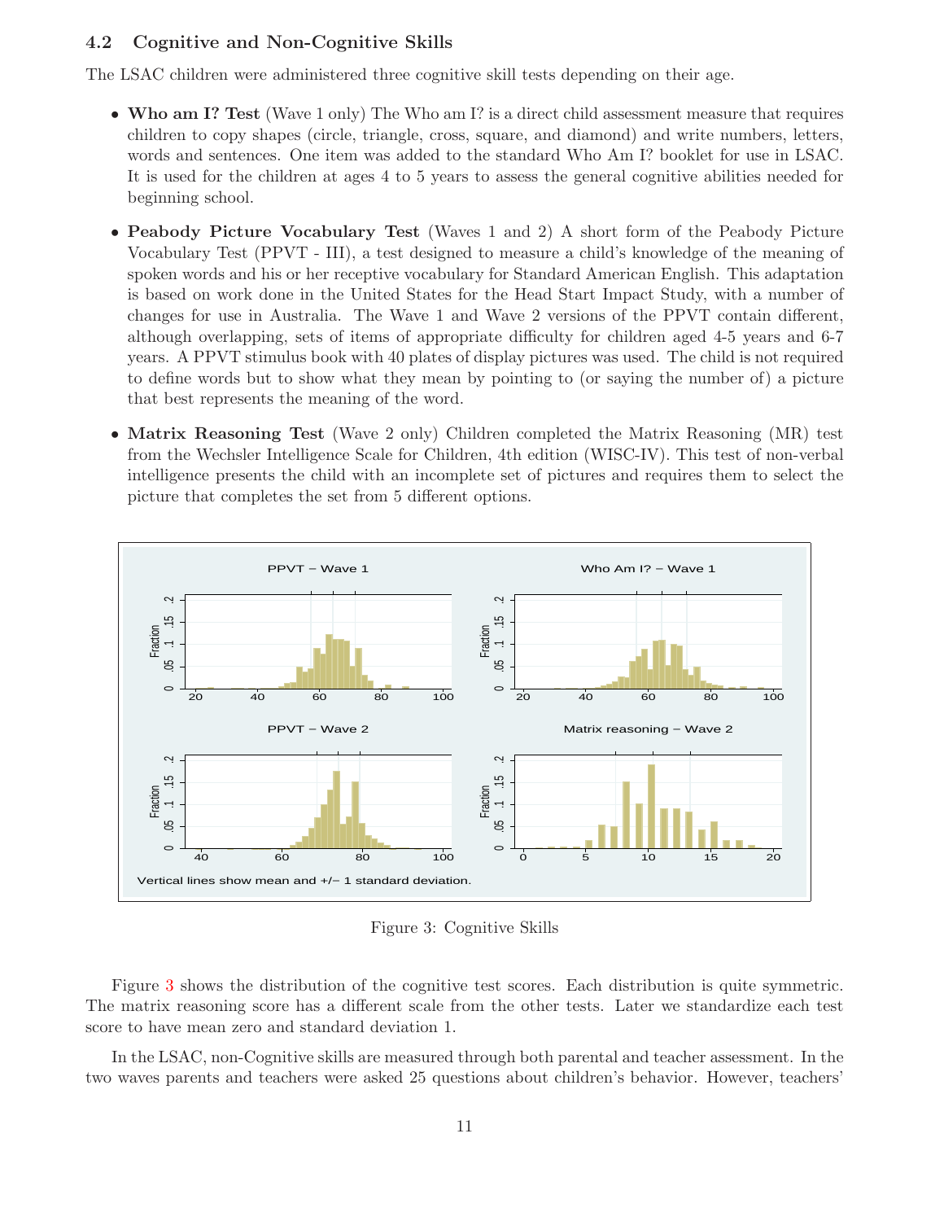### 4.2 Cognitive and Non-Cognitive Skills

The LSAC children were administered three cognitive skill tests depending on their age.

- **Who am I? Test** (Wave 1 only) The Who am I? is a direct child assessment measure that requires children to copy shapes (circle, triangle, cross, square, and diamond) and write numbers, letters, words and sentences. One item was added to the standard Who Am I? booklet for use in LSAC. It is used for the children at ages 4 to 5 years to assess the general cognitive abilities needed for beginning school.
- **Peabody Picture Vocabulary Test** (Waves 1 and 2) A short form of the Peabody Picture Vocabulary Test (PPVT - III), a test designed to measure a child's knowledge of the meaning of spoken words and his or her receptive vocabulary for Standard American English. This adaptation is based on work done in the United States for the Head Start Impact Study, with a number of changes for use in Australia. The Wave 1 and Wave 2 versions of the PPVT contain different, although overlapping, sets of items of appropriate difficulty for children aged 4-5 years and 6-7 years. A PPVT stimulus book with 40 plates of display pictures was used. The child is not required to define words but to show what they mean by pointing to (or saying the number of) a picture that best represents the meaning of the word.
- **Matrix Reasoning Test** (Wave 2 only) Children completed the Matrix Reasoning (MR) test from the Wechsler Intelligence Scale for Children, 4th edition (WISC-IV). This test of non-verbal intelligence presents the child with an incomplete set of pictures and requires them to select the picture that completes the set from 5 different options.

Figure 3: Cognitive Skills

Figure 3 shows the distribution of the cognitive test scores. Each distribution is quite symmetric. The matrix reasoning score has a different scale from the other tests. Later we standardize each test score to have mean zero and standard deviation 1.

In the LSAC, non-Cognitive skills are measured through both parental and teacher assessment. In the two waves parents and teachers were asked 25 questions about children's behavior. However, teachers'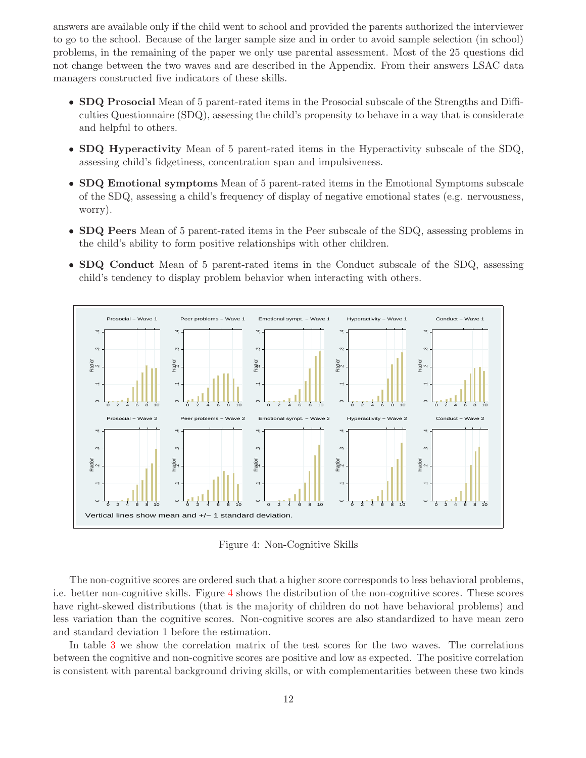answers are available only if the child went to school and provided the parents authorized the interviewer to go to the school. Because of the larger sample size and in order to avoid sample selection (in school) problems, in the remaining of the paper we only use parental assessment. Most of the 25 questions did not change between the two waves and are described in the Appendix. From their answers LSAC data managers constructed five indicators of these skills.

- **SDQ Prosocial** Mean of 5 parent-rated items in the Prosocial subscale of the Strengths and Difficulties Questionnaire (SDQ), assessing the child's propensity to behave in a way that is considerate and helpful to others.
- **SDQ Hyperactivity** Mean of 5 parent-rated items in the Hyperactivity subscale of the SDQ, assessing child's fidgetiness, concentration span and impulsiveness.
- **SDQ Emotional symptoms** Mean of 5 parent-rated items in the Emotional Symptoms subscale of the SDQ, assessing a child's frequency of display of negative emotional states (e.g. nervousness, worry).
- **SDQ Peers** Mean of 5 parent-rated items in the Peer subscale of the SDQ, assessing problems in the child's ability to form positive relationships with other children.
- **SDQ Conduct** Mean of 5 parent-rated items in the Conduct subscale of the SDQ, assessing child's tendency to display problem behavior when interacting with others.

Figure 4: Non-Cognitive Skills

The non-cognitive scores are ordered such that a higher score corresponds to less behavioral problems, i.e. better non-cognitive skills. Figure 4 shows the distribution of the non-cognitive scores. These scores have right-skewed distributions (that is the majority of children do not have behavioral problems) and less variation than the cognitive scores. Non-cognitive scores are also standardized to have mean zero and standard deviation 1 before the estimation.

In table 3 we show the correlation matrix of the test scores for the two waves. The correlations between the cognitive and non-cognitive scores are positive and low as expected. The positive correlation is consistent with parental background driving skills, or with complementarities between these two kinds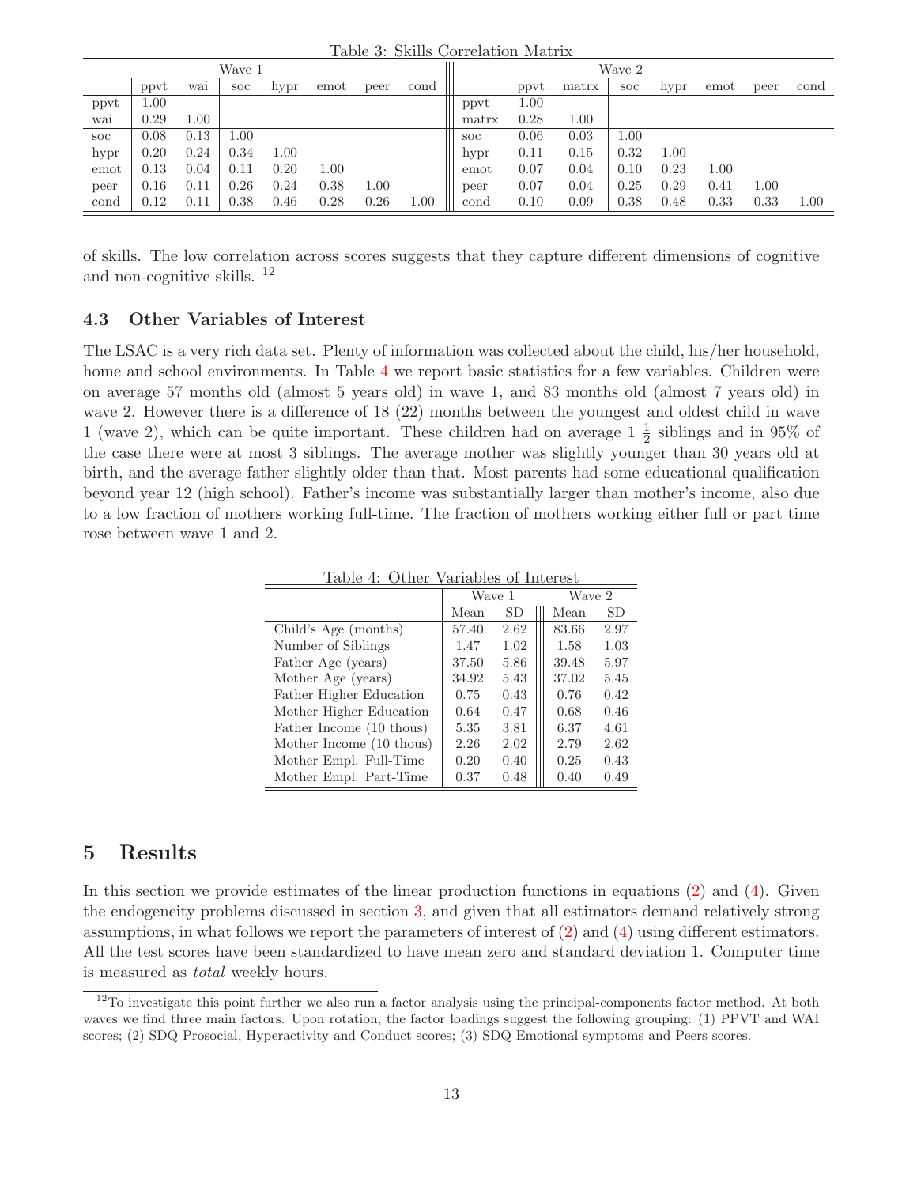Table 3: Skills Correlation Matrix

| Wave 1 | | | | | | | | Wave 2 | | | | | | | |
|---|---|---|---|---|---|---|---|---|---|---|---|---|---|---|---|
| | ppvt | wai | soc | hypr | emot | peer | cond | | ppvt | matrx | soc | hypr | emot | peer | cond |
| ppvt | 1.00 | | | | | | | ppvt | 1.00 | | | | | | |
| wai | 0.29 | 1.00 | | | | | | matrx | 0.28 | 1.00 | | | | | |
| soc | 0.08 | 0.13 | 1.00 | | | | | soc | 0.06 | 0.03 | 1.00 | | | | |
| hypr | 0.20 | 0.24 | 0.34 | 1.00 | | | | hypr | 0.11 | 0.15 | 0.32 | 1.00 | | | |
| emot | 0.13 | 0.04 | 0.11 | 0.20 | 1.00 | | | emot | 0.07 | 0.04 | 0.10 | 0.23 | 1.00 | | |
| peer | 0.16 | 0.11 | 0.26 | 0.24 | 0.38 | 1.00 | | peer | 0.07 | 0.04 | 0.25 | 0.29 | 0.41 | 1.00 | |
| cond | 0.12 | 0.11 | 0.38 | 0.46 | 0.28 | 0.26 | 1.00 | cond | 0.10 | 0.09 | 0.38 | 0.48 | 0.33 | 0.33 | 1.00 |

of skills. The low correlation across scores suggests that they capture different dimensions of cognitive and non-cognitive skills. [12]

### 4.3 Other Variables of Interest

The LSAC is a very rich data set. Plenty of information was collected about the child, his/her household, home and school environments. In Table 4 we report basic statistics for a few variables. Children were on average 57 months old (almost 5 years old) in wave 1, and 83 months old (almost 7 years old) in wave 2. However there is a difference of 18 (22) months between the youngest and oldest child in wave 1 (wave 2), which can be quite important. These children had on average $1\frac{1}{2}$ siblings and in 95% of the case there were at most 3 siblings. The average mother was slightly younger than 30 years old at birth, and the average father slightly older than that. Most parents had some educational qualification beyond year 12 (high school). Father's income was substantially larger than mother's income, also due to a low fraction of mothers working full-time. The fraction of mothers working either full or part time rose between wave 1 and 2.

Table 4: Other Variables of Interest

| | Wave 1 | | Wave 2 | |
|---|---|---|---|---|
| | Mean | SD | Mean | SD |
| Child's Age (months) | 57.40 | 2.62 | 83.66 | 2.97 |
| Number of Siblings | 1.47 | 1.02 | 1.58 | 1.03 |
| Father Age (years) | 37.50 | 5.86 | 39.48 | 5.97 |
| Mother Age (years) | 34.92 | 5.43 | 37.02 | 5.45 |
| Father Higher Education | 0.75 | 0.43 | 0.76 | 0.42 |
| Mother Higher Education | 0.64 | 0.47 | 0.68 | 0.46 |
| Father Income (10 thous) | 5.35 | 3.81 | 6.37 | 4.61 |
| Mother Income (10 thous) | 2.26 | 2.02 | 2.79 | 2.62 |
| Mother Empl. Full-Time | 0.20 | 0.40 | 0.25 | 0.43 |
| Mother Empl. Part-Time | 0.37 | 0.48 | 0.40 | 0.49 |

## 5 Results

In this section we provide estimates of the linear production functions in equations (2) and (4). Given the endogeneity problems discussed in section 3, and given that all estimators demand relatively strong assumptions, in what follows we report the parameters of interest of (2) and (4) using different estimators. All the test scores have been standardized to have mean zero and standard deviation 1. Computer time is measured as *total* weekly hours.

[12] To investigate this point further we also run a factor analysis using the principal-components factor method. At both waves we find three main factors. Upon rotation, the factor loadings suggest the following grouping: (1) PPVT and WAI scores; (2) SDQ Prosocial, Hyperactivity and Conduct scores; (3) SDQ Emotional symptoms and Peers scores.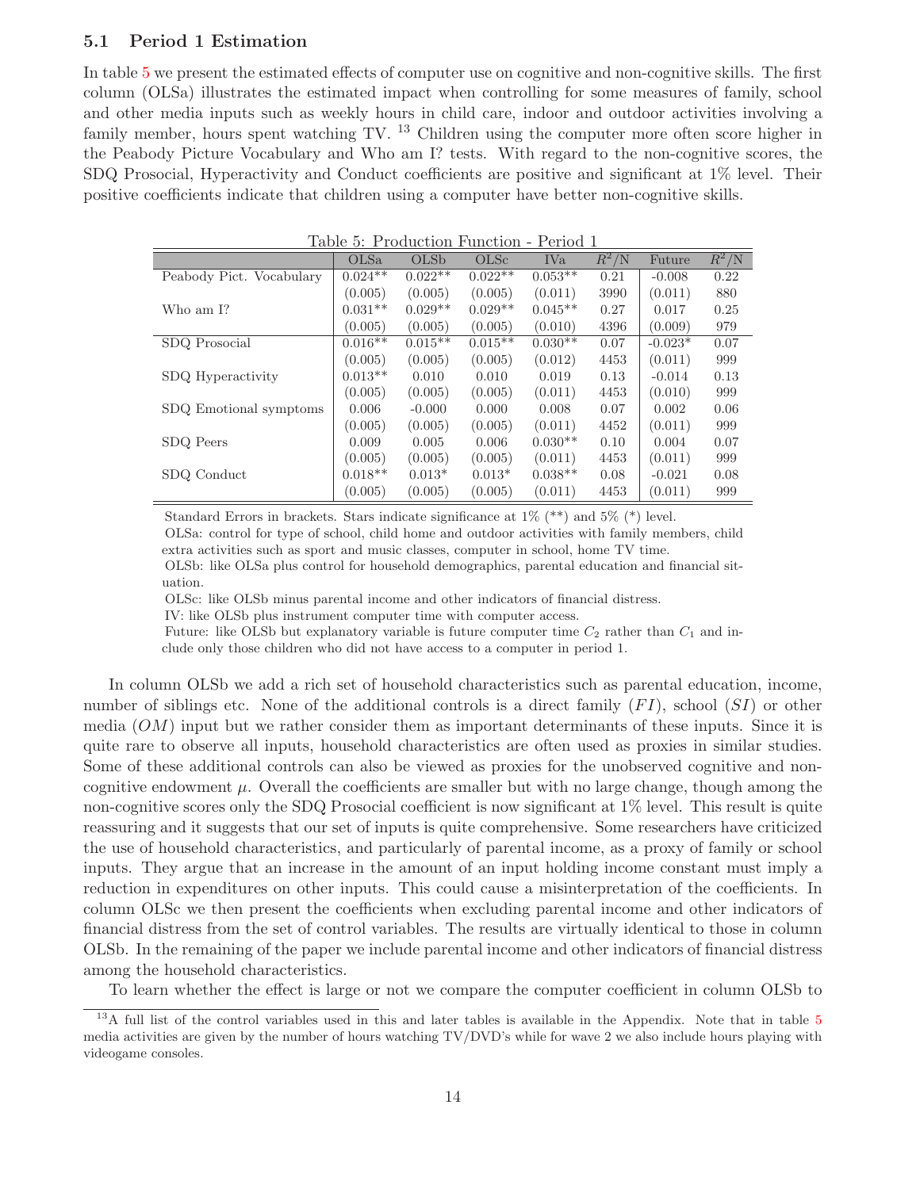### 5.1 Period 1 Estimation

In table 5 we present the estimated effects of computer use on cognitive and non-cognitive skills. The first column (OLSa) illustrates the estimated impact when controlling for some measures of family, school and other media inputs such as weekly hours in child care, indoor and outdoor activities involving a family member, hours spent watching TV. [13] Children using the computer more often score higher in the Peabody Picture Vocabulary and Who am I? tests. With regard to the non-cognitive scores, the SDQ Prosocial, Hyperactivity and Conduct coefficients are positive and significant at 1% level. Their positive coefficients indicate that children using a computer have better non-cognitive skills.

Table 5: Production Function - Period 1

| | OLSa | OLSb | OLSc | IVa | $R^2$/N | Future | $R^2$/N |
|---|---|---|---|---|---|---|---|
| Peabody Pict. Vocabulary | 0.024** | 0.022** | 0.022** | 0.053** | 0.21 | -0.008 | 0.22 |
| | (0.005) | (0.005) | (0.005) | (0.011) | 3990 | (0.011) | 880 |
| Who am I? | 0.031** | 0.029** | 0.029** | 0.045** | 0.27 | 0.017 | 0.25 |
| | (0.005) | (0.005) | (0.005) | (0.010) | 4396 | (0.009) | 979 |
| SDQ Prosocial | 0.016** | 0.015** | 0.015** | 0.030** | 0.07 | -0.023* | 0.07 |
| | (0.005) | (0.005) | (0.005) | (0.012) | 4453 | (0.011) | 999 |
| SDQ Hyperactivity | 0.013** | 0.010 | 0.010 | 0.019 | 0.13 | -0.014 | 0.13 |
| | (0.005) | (0.005) | (0.005) | (0.011) | 4453 | (0.010) | 999 |
| SDQ Emotional symptoms | 0.006 | -0.000 | 0.000 | 0.008 | 0.07 | 0.002 | 0.06 |
| | (0.005) | (0.005) | (0.005) | (0.011) | 4452 | (0.011) | 999 |
| SDQ Peers | 0.009 | 0.005 | 0.006 | 0.030** | 0.10 | 0.004 | 0.07 |
| | (0.005) | (0.005) | (0.005) | (0.011) | 4453 | (0.011) | 999 |
| SDQ Conduct | 0.018** | 0.013* | 0.013* | 0.038** | 0.08 | -0.021 | 0.08 |
| | (0.005) | (0.005) | (0.005) | (0.011) | 4453 | (0.011) | 999 |

Standard Errors in brackets. Stars indicate significance at 1% (**) and 5% (*) level.
OLSa: control for type of school, child home and outdoor activities with family members, child extra activities such as sport and music classes, computer in school, home TV time.
OLSb: like OLSa plus control for household demographics, parental education and financial situation.
OLSc: like OLSb minus parental income and other indicators of financial distress.
IV: like OLSb plus instrument computer time with computer access.
Future: like OLSb but explanatory variable is future computer time $C_2$ rather than $C_1$ and include only those children who did not have access to a computer in period 1.

In column OLSb we add a rich set of household characteristics such as parental education, income, number of siblings etc. None of the additional controls is a direct family ($FI$), school ($SI$) or other media ($OM$) input but we rather consider them as important determinants of these inputs. Since it is quite rare to observe all inputs, household characteristics are often used as proxies in similar studies. Some of these additional controls can also be viewed as proxies for the unobserved cognitive and non-cognitive endowment $\mu$. Overall the coefficients are smaller but with no large change, though among the non-cognitive scores only the SDQ Prosocial coefficient is now significant at 1% level. This result is quite reassuring and it suggests that our set of inputs is quite comprehensive. Some researchers have criticized the use of household characteristics, and particularly of parental income, as a proxy of family or school inputs. They argue that an increase in the amount of an input holding income constant must imply a reduction in expenditures on other inputs. This could cause a misinterpretation of the coefficients. In column OLSc we then present the coefficients when excluding parental income and other indicators of financial distress from the set of control variables. The results are virtually identical to those in column OLSb. In the remaining of the paper we include parental income and other indicators of financial distress among the household characteristics.

To learn whether the effect is large or not we compare the computer coefficient in column OLSb to

[13] A full list of the control variables used in this and later tables is available in the Appendix. Note that in table 5 media activities are given by the number of hours watching TV/DVD's while for wave 2 we also include hours playing with videogame consoles.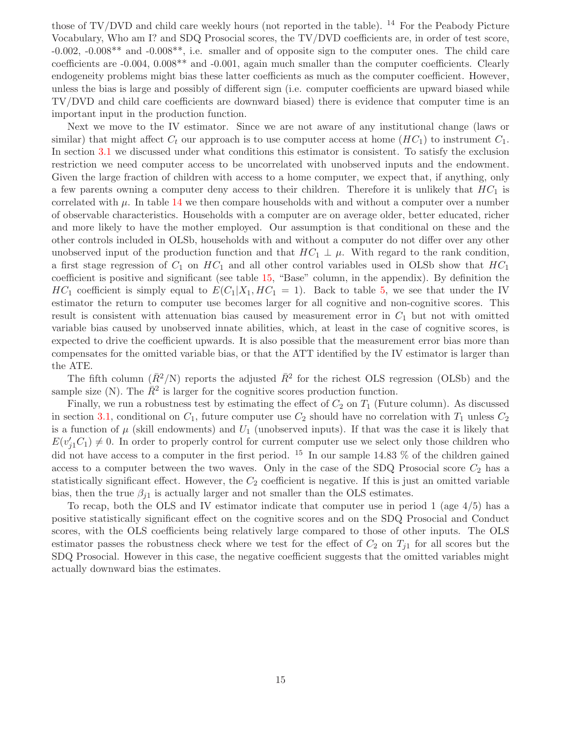those of TV/DVD and child care weekly hours (not reported in the table). [14] For the Peabody Picture Vocabulary, Who am I? and SDQ Prosocial scores, the TV/DVD coefficients are, in order of test score, -0.002, -0.008** and -0.008**, i.e. smaller and of opposite sign to the computer ones. The child care coefficients are -0.004, 0.008** and -0.001, again much smaller than the computer coefficients. Clearly endogeneity problems might bias these latter coefficients as much as the computer coefficient. However, unless the bias is large and possibly of different sign (i.e. computer coefficients are upward biased while TV/DVD and child care coefficients are downward biased) there is evidence that computer time is an important input in the production function.

Next we move to the IV estimator. Since we are not aware of any institutional change (laws or similar) that might affect $C_t$ our approach is to use computer access at home ($HC_1$) to instrument $C_1$. In section 3.1 we discussed under what conditions this estimator is consistent. To satisfy the exclusion restriction we need computer access to be uncorrelated with unobserved inputs and the endowment. Given the large fraction of children with access to a home computer, we expect that, if anything, only a few parents owning a computer deny access to their children. Therefore it is unlikely that $HC_1$ is correlated with $\mu$. In table 14 we then compare households with and without a computer over a number of observable characteristics. Households with a computer are on average older, better educated, richer and more likely to have the mother employed. Our assumption is that conditional on these and the other controls included in OLSb, households with and without a computer do not differ over any other unobserved input of the production function and that $HC_1 \perp \mu$. With regard to the rank condition, a first stage regression of $C_1$ on $HC_1$ and all other control variables used in OLSb show that $HC_1$ coefficient is positive and significant (see table 15, "Base" column, in the appendix). By definition the $HC_1$ coefficient is simply equal to $E(C_1|X_1, HC_1 = 1)$. Back to table 5, we see that under the IV estimator the return to computer use becomes larger for all cognitive and non-cognitive scores. This result is consistent with attenuation bias caused by measurement error in $C_1$ but not with omitted variable bias caused by unobserved innate abilities, which, at least in the case of cognitive scores, is expected to drive the coefficient upwards. It is also possible that the measurement error bias more than compensates for the omitted variable bias, or that the ATT identified by the IV estimator is larger than the ATE.

The fifth column ($\bar{R}^2$/N) reports the adjusted $\bar{R}^2$ for the richest OLS regression (OLSb) and the sample size (N). The $\bar{R}^2$ is larger for the cognitive scores production function.

Finally, we run a robustness test by estimating the effect of $C_2$ on $T_1$ (Future column). As discussed in section 3.1, conditional on $C_1$, future computer use $C_2$ should have no correlation with $T_1$ unless $C_2$ is a function of $\mu$ (skill endowments) and $U_1$ (unobserved inputs). If that was the case it is likely that $E(v'_{j1}C_1) \neq 0$. In order to properly control for current computer use we select only those children who did not have access to a computer in the first period. [15] In our sample 14.83 % of the children gained access to a computer between the two waves. Only in the case of the SDQ Prosocial score $C_2$ has a statistically significant effect. However, the $C_2$ coefficient is negative. If this is just an omitted variable bias, then the true $\beta_{j1}$ is actually larger and not smaller than the OLS estimates.

To recap, both the OLS and IV estimator indicate that computer use in period 1 (age 4/5) has a positive statistically significant effect on the cognitive scores and on the SDQ Prosocial and Conduct scores, with the OLS coefficients being relatively large compared to those of other inputs. The OLS estimator passes the robustness check where we test for the effect of $C_2$ on $T_{j1}$ for all scores but the SDQ Prosocial. However in this case, the negative coefficient suggests that the omitted variables might actually downward bias the estimates.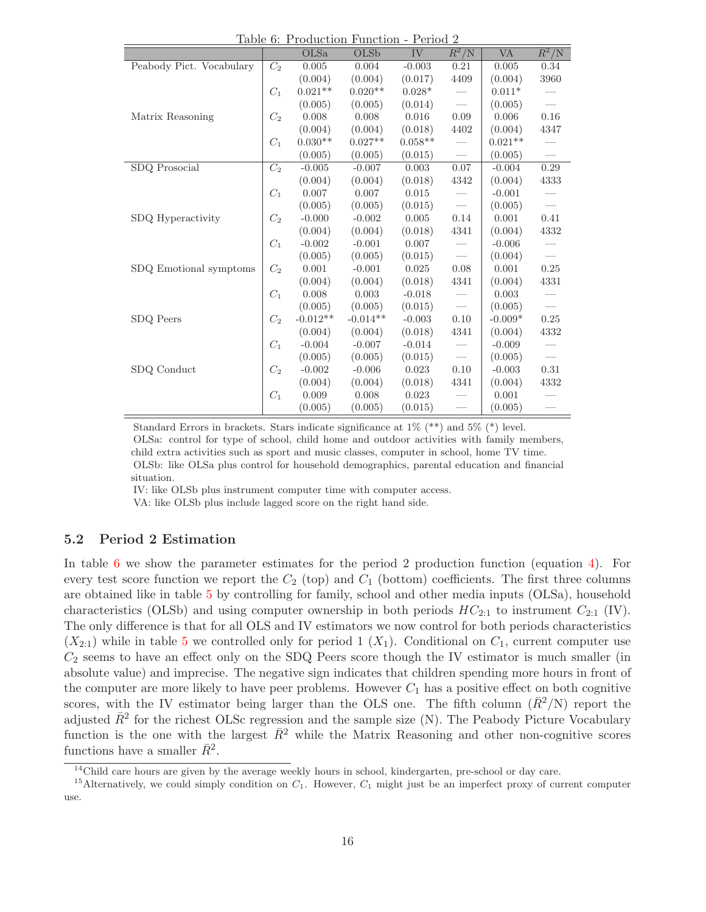Table 6: Production Function - Period 2

| | | OLSa | OLSb | IV | $\bar{R}^2$/N | VA | $\bar{R}^2$/N |
|---|---|---|---|---|---|---|---|
| Peabody Pict. Vocabulary | $C_2$ | 0.005 | 0.004 | -0.003 | 0.21 | 0.005 | 0.34 |
| | | (0.004) | (0.004) | (0.017) | 4409 | (0.004) | 3960 |
| | $C_1$ | 0.021** | 0.020** | 0.028* | — | 0.011* | — |
| | | (0.005) | (0.005) | (0.014) | — | (0.005) | — |
| Matrix Reasoning | $C_2$ | 0.008 | 0.008 | 0.016 | 0.09 | 0.006 | 0.16 |
| | | (0.004) | (0.004) | (0.018) | 4402 | (0.004) | 4347 |
| | $C_1$ | 0.030** | 0.027** | 0.058** | — | 0.021** | — |
| | | (0.005) | (0.005) | (0.015) | — | (0.005) | — |
| SDQ Prosocial | $C_2$ | -0.005 | -0.007 | 0.003 | 0.07 | -0.004 | 0.29 |
| | | (0.004) | (0.004) | (0.018) | 4342 | (0.004) | 4333 |
| | $C_1$ | 0.007 | 0.007 | 0.015 | — | -0.001 | — |
| | | (0.005) | (0.005) | (0.015) | — | (0.005) | — |
| SDQ Hyperactivity | $C_2$ | -0.000 | -0.002 | 0.005 | 0.14 | 0.001 | 0.41 |
| | | (0.004) | (0.004) | (0.018) | 4341 | (0.004) | 4332 |
| | $C_1$ | -0.002 | -0.001 | 0.007 | — | -0.006 | — |
| | | (0.005) | (0.005) | (0.015) | — | (0.004) | — |
| SDQ Emotional symptoms | $C_2$ | 0.001 | -0.001 | 0.025 | 0.08 | 0.001 | 0.25 |
| | | (0.004) | (0.004) | (0.018) | 4341 | (0.004) | 4331 |
| | $C_1$ | 0.008 | 0.003 | -0.018 | — | 0.003 | — |
| | | (0.005) | (0.005) | (0.015) | — | (0.005) | — |
| SDQ Peers | $C_2$ | -0.012** | -0.014** | -0.003 | 0.10 | -0.009* | 0.25 |
| | | (0.004) | (0.004) | (0.018) | 4341 | (0.004) | 4332 |
| | $C_1$ | -0.004 | -0.007 | -0.014 | — | -0.009 | — |
| | | (0.005) | (0.005) | (0.015) | — | (0.005) | — |
| SDQ Conduct | $C_2$ | -0.002 | -0.006 | 0.023 | 0.10 | -0.003 | 0.31 |
| | | (0.004) | (0.004) | (0.018) | 4341 | (0.004) | 4332 |
| | $C_1$ | 0.009 | 0.008 | 0.023 | — | 0.001 | — |
| | | (0.005) | (0.005) | (0.015) | — | (0.005) | — |

Standard Errors in brackets. Stars indicate significance at 1% (**) and 5% (*) level.
OLSa: control for type of school, child home and outdoor activities with family members, child extra activities such as sport and music classes, computer in school, home TV time.
OLSb: like OLSa plus control for household demographics, parental education and financial situation.
IV: like OLSb plus instrument computer time with computer access.
VA: like OLSb plus include lagged score on the right hand side.

### 5.2 Period 2 Estimation

In table 6 we show the parameter estimates for the period 2 production function (equation 4). For every test score function we report the $C_2$ (top) and $C_1$ (bottom) coefficients. The first three columns are obtained like in table 5 by controlling for family, school and other media inputs (OLSa), household characteristics (OLSb) and using computer ownership in both periods $HC_{2:1}$ to instrument $C_{2:1}$ (IV). The only difference is that for all OLS and IV estimators we now control for both periods characteristics ($X_{2:1}$) while in table 5 we controlled only for period 1 ($X_1$). Conditional on $C_1$, current computer use $C_2$ seems to have an effect only on the SDQ Peers score though the IV estimator is much smaller (in absolute value) and imprecise. The negative sign indicates that children spending more hours in front of the computer are more likely to have peer problems. However $C_1$ has a positive effect on both cognitive scores, with the IV estimator being larger than the OLS one. The fifth column ($\bar{R}^2$/N) report the adjusted $\bar{R}^2$ for the richest OLSc regression and the sample size (N). The Peabody Picture Vocabulary function is the one with the largest $\bar{R}^2$ while the Matrix Reasoning and other non-cognitive scores functions have a smaller $\bar{R}^2$.

[14] Child care hours are given by the average weekly hours in school, kindergarten, pre-school or day care.

[15] Alternatively, we could simply condition on $C_1$. However, $C_1$ might just be an imperfect proxy of current computer use.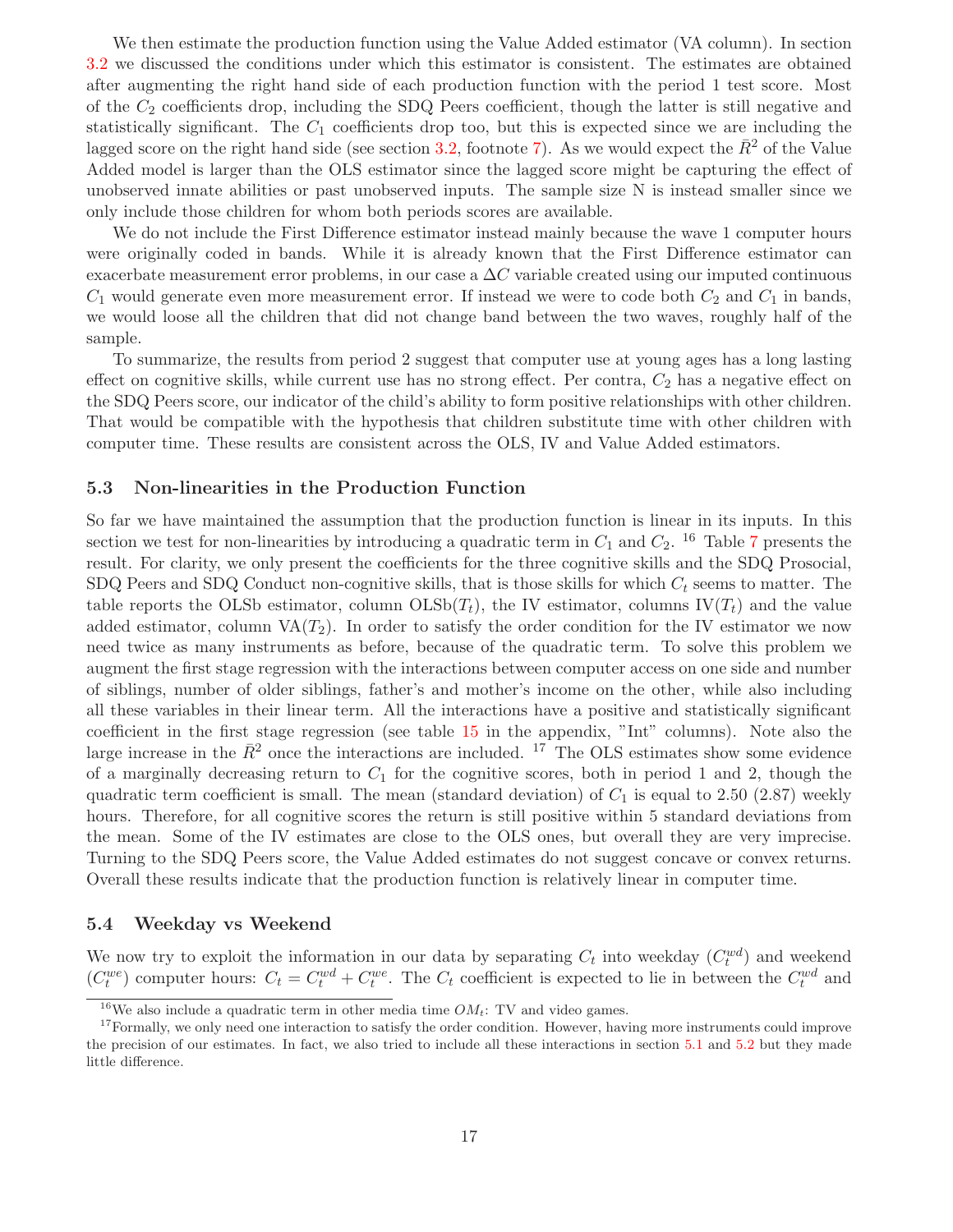We then estimate the production function using the Value Added estimator (VA column). In section 3.2 we discussed the conditions under which this estimator is consistent. The estimates are obtained after augmenting the right hand side of each production function with the period 1 test score. Most of the $C_2$ coefficients drop, including the SDQ Peers coefficient, though the latter is still negative and statistically significant. The $C_1$ coefficients drop too, but this is expected since we are including the lagged score on the right hand side (see section 3.2, footnote 7). As we would expect the $\bar{R}^2$ of the Value Added model is larger than the OLS estimator since the lagged score might be capturing the effect of unobserved innate abilities or past unobserved inputs. The sample size N is instead smaller since we only include those children for whom both periods scores are available.

We do not include the First Difference estimator instead mainly because the wave 1 computer hours were originally coded in bands. While it is already known that the First Difference estimator can exacerbate measurement error problems, in our case a $\Delta C$ variable created using our imputed continuous $C_1$ would generate even more measurement error. If instead we were to code both $C_2$ and $C_1$ in bands, we would loose all the children that did not change band between the two waves, roughly half of the sample.

To summarize, the results from period 2 suggest that computer use at young ages has a long lasting effect on cognitive skills, while current use has no strong effect. Per contra, $C_2$ has a negative effect on the SDQ Peers score, our indicator of the child's ability to form positive relationships with other children. That would be compatible with the hypothesis that children substitute time with other children with computer time. These results are consistent across the OLS, IV and Value Added estimators.

### 5.3 Non-linearities in the Production Function

So far we have maintained the assumption that the production function is linear in its inputs. In this section we test for non-linearities by introducing a quadratic term in $C_1$ and $C_2$. [16] Table 7 presents the result. For clarity, we only present the coefficients for the three cognitive skills and the SDQ Prosocial, SDQ Peers and SDQ Conduct non-cognitive skills, that is those skills for which $C_t$ seems to matter. The table reports the OLSb estimator, column OLSb($T_t$), the IV estimator, columns IV($T_t$) and the value added estimator, column VA($T_2$). In order to satisfy the order condition for the IV estimator we now need twice as many instruments as before, because of the quadratic term. To solve this problem we augment the first stage regression with the interactions between computer access on one side and number of siblings, number of older siblings, father's and mother's income on the other, while also including all these variables in their linear term. All the interactions have a positive and statistically significant coefficient in the first stage regression (see table 15 in the appendix, "Int" columns). Note also the large increase in the $\bar{R}^2$ once the interactions are included. [17] The OLS estimates show some evidence of a marginally decreasing return to $C_1$ for the cognitive scores, both in period 1 and 2, though the quadratic term coefficient is small. The mean (standard deviation) of $C_1$ is equal to 2.50 (2.87) weekly hours. Therefore, for all cognitive scores the return is still positive within 5 standard deviations from the mean. Some of the IV estimates are close to the OLS ones, but overall they are very imprecise. Turning to the SDQ Peers score, the Value Added estimates do not suggest concave or convex returns. Overall these results indicate that the production function is relatively linear in computer time.

### 5.4 Weekday vs Weekend

We now try to exploit the information in our data by separating $C_t$ into weekday ($C_t^{wd}$) and weekend ($C_t^{we}$) computer hours: $C_t = C_t^{wd} + C_t^{we}$. The $C_t$ coefficient is expected to lie in between the $C_t^{wd}$ and

[16] We also include a quadratic term in other media time $OM_t$: TV and video games.

[17] Formally, we only need one interaction to satisfy the order condition. However, having more instruments could improve the precision of our estimates. In fact, we also tried to include all these interactions in section 5.1 and 5.2 but they made little difference.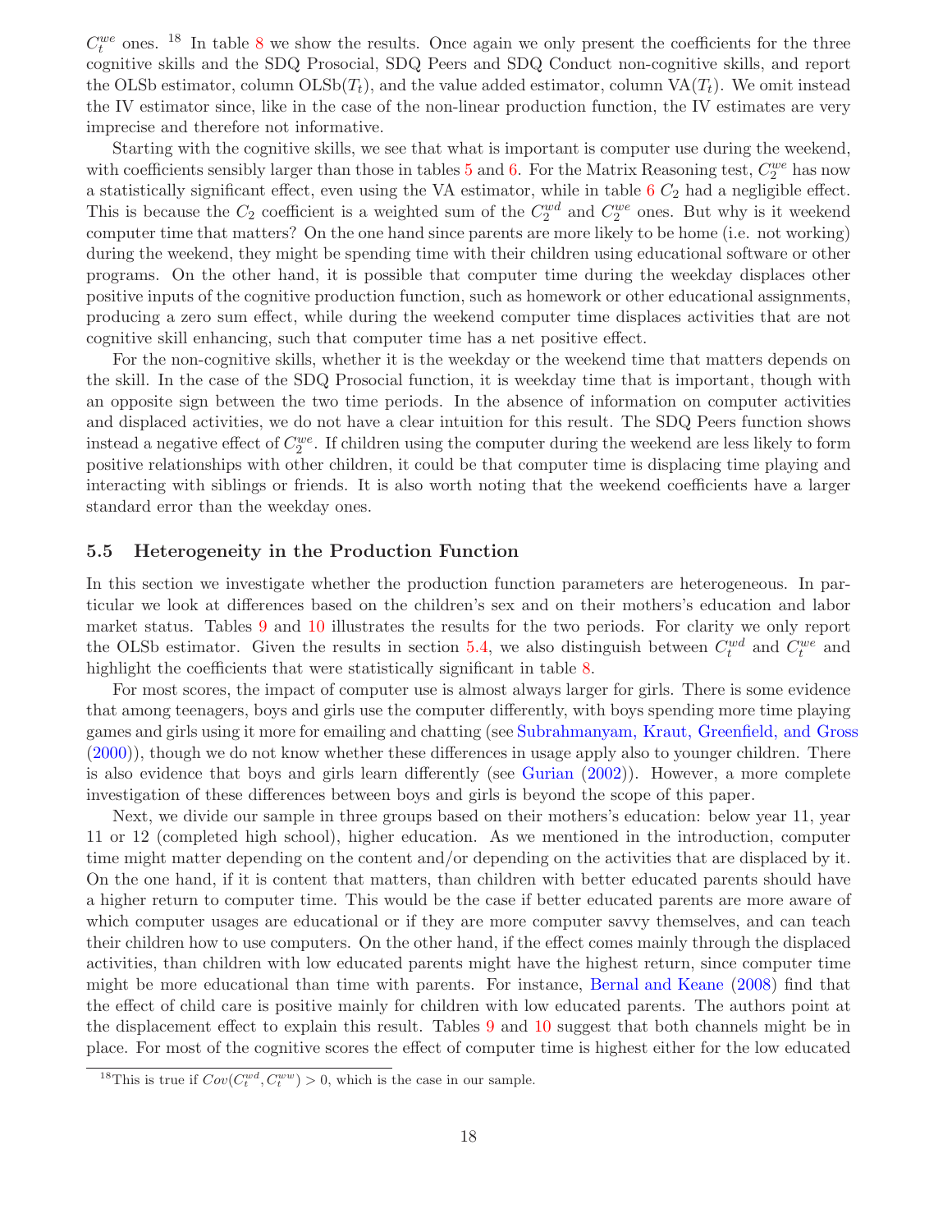$C_t^{we}$ ones. [18] In table 8 we show the results. Once again we only present the coefficients for the three cognitive skills and the SDQ Prosocial, SDQ Peers and SDQ Conduct non-cognitive skills, and report the OLSb estimator, column OLSb($T_t$), and the value added estimator, column VA($T_t$). We omit instead the IV estimator since, like in the case of the non-linear production function, the IV estimates are very imprecise and therefore not informative.

Starting with the cognitive skills, we see that what is important is computer use during the weekend, with coefficients sensibly larger than those in tables 5 and 6. For the Matrix Reasoning test, $C_2^{we}$ has now a statistically significant effect, even using the VA estimator, while in table 6 $C_2$ had a negligible effect. This is because the $C_2$ coefficient is a weighted sum of the $C_2^{wd}$ and $C_2^{we}$ ones. But why is it weekend computer time that matters? On the one hand since parents are more likely to be home (i.e. not working) during the weekend, they might be spending time with their children using educational software or other programs. On the other hand, it is possible that computer time during the weekday displaces other positive inputs of the cognitive production function, such as homework or other educational assignments, producing a zero sum effect, while during the weekend computer time displaces activities that are not cognitive skill enhancing, such that computer time has a net positive effect.

For the non-cognitive skills, whether it is the weekday or the weekend time that matters depends on the skill. In the case of the SDQ Prosocial function, it is weekday time that is important, though with an opposite sign between the two time periods. In the absence of information on computer activities and displaced activities, we do not have a clear intuition for this result. The SDQ Peers function shows instead a negative effect of $C_2^{we}$. If children using the computer during the weekend are less likely to form positive relationships with other children, it could be that computer time is displacing time playing and interacting with siblings or friends. It is also worth noting that the weekend coefficients have a larger standard error than the weekday ones.

### 5.5 Heterogeneity in the Production Function

In this section we investigate whether the production function parameters are heterogeneous. In particular we look at differences based on the children's sex and on their mothers's education and labor market status. Tables 9 and 10 illustrates the results for the two periods. For clarity we only report the OLSb estimator. Given the results in section 5.4, we also distinguish between $C_t^{wd}$ and $C_t^{we}$ and highlight the coefficients that were statistically significant in table 8.

For most scores, the impact of computer use is almost always larger for girls. There is some evidence that among teenagers, boys and girls use the computer differently, with boys spending more time playing games and girls using it more for emailing and chatting (see Subrahmanyam, Kraut, Greenfield, and Gross (2000)), though we do not know whether these differences in usage apply also to younger children. There is also evidence that boys and girls learn differently (see Gurian (2002)). However, a more complete investigation of these differences between boys and girls is beyond the scope of this paper.

Next, we divide our sample in three groups based on their mothers's education: below year 11, year 11 or 12 (completed high school), higher education. As we mentioned in the introduction, computer time might matter depending on the content and/or depending on the activities that are displaced by it. On the one hand, if it is content that matters, than children with better educated parents should have a higher return to computer time. This would be the case if better educated parents are more aware of which computer usages are educational or if they are more computer savvy themselves, and can teach their children how to use computers. On the other hand, if the effect comes mainly through the displaced activities, than children with low educated parents might have the highest return, since computer time might be more educational than time with parents. For instance, Bernal and Keane (2008) find that the effect of child care is positive mainly for children with low educated parents. The authors point at the displacement effect to explain this result. Tables 9 and 10 suggest that both channels might be in place. For most of the cognitive scores the effect of computer time is highest either for the low educated

[18] This is true if $Cov(C_t^{wd}, C_t^{ww}) > 0$, which is the case in our sample.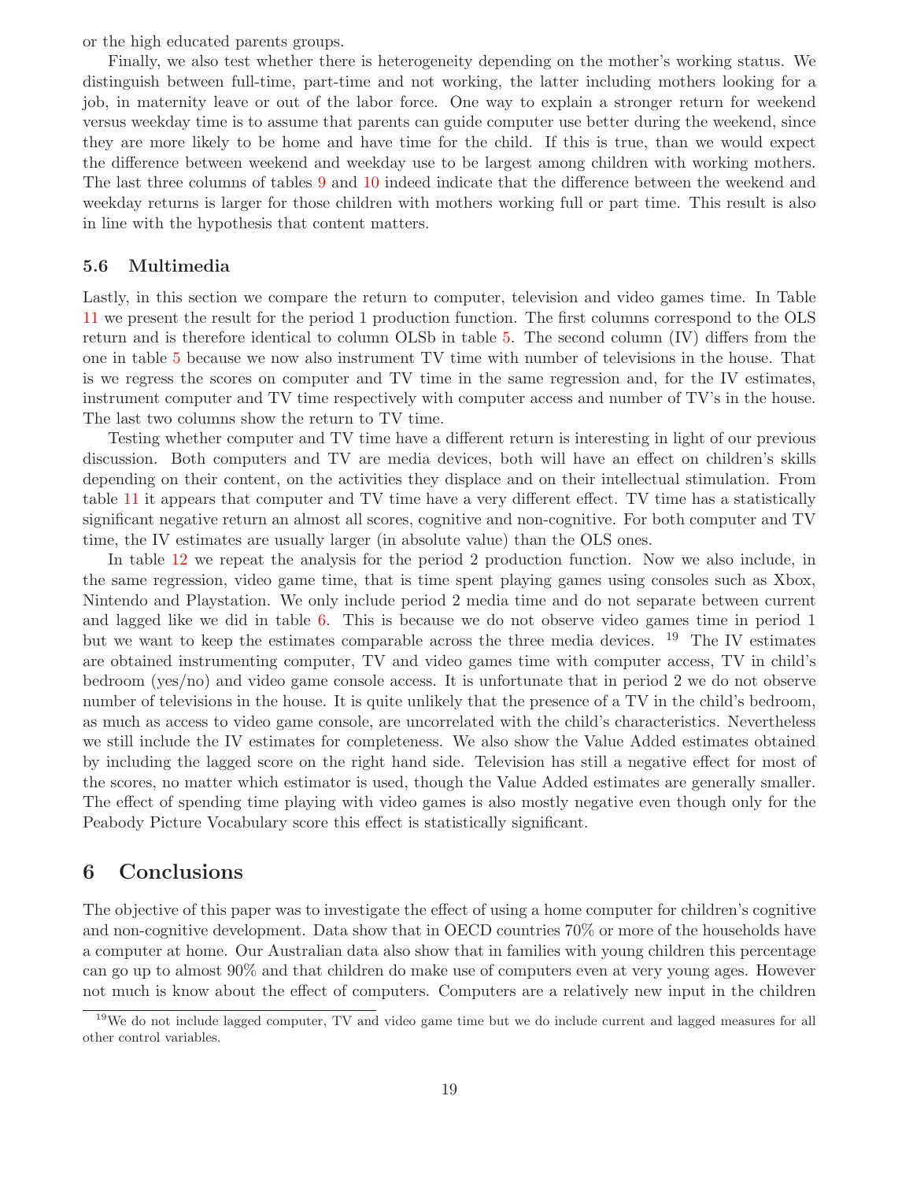or the high educated parents groups.

Finally, we also test whether there is heterogeneity depending on the mother's working status. We distinguish between full-time, part-time and not working, the latter including mothers looking for a job, in maternity leave or out of the labor force. One way to explain a stronger return for weekend versus weekday time is to assume that parents can guide computer use better during the weekend, since they are more likely to be home and have time for the child. If this is true, than we would expect the difference between weekend and weekday use to be largest among children with working mothers. The last three columns of tables 9 and 10 indeed indicate that the difference between the weekend and weekday returns is larger for those children with mothers working full or part time. This result is also in line with the hypothesis that content matters.

### 5.6 Multimedia

Lastly, in this section we compare the return to computer, television and video games time. In Table 11 we present the result for the period 1 production function. The first columns correspond to the OLS return and is therefore identical to column OLSb in table 5. The second column (IV) differs from the one in table 5 because we now also instrument TV time with number of televisions in the house. That is we regress the scores on computer and TV time in the same regression and, for the IV estimates, instrument computer and TV time respectively with computer access and number of TV's in the house. The last two columns show the return to TV time.

Testing whether computer and TV time have a different return is interesting in light of our previous discussion. Both computers and TV are media devices, both will have an effect on children's skills depending on their content, on the activities they displace and on their intellectual stimulation. From table 11 it appears that computer and TV time have a very different effect. TV time has a statistically significant negative return an almost all scores, cognitive and non-cognitive. For both computer and TV time, the IV estimates are usually larger (in absolute value) than the OLS ones.

In table 12 we repeat the analysis for the period 2 production function. Now we also include, in the same regression, video game time, that is time spent playing games using consoles such as Xbox, Nintendo and Playstation. We only include period 2 media time and do not separate between current and lagged like we did in table 6. This is because we do not observe video games time in period 1 but we want to keep the estimates comparable across the three media devices. [19] The IV estimates are obtained instrumenting computer, TV and video games time with computer access, TV in child's bedroom (yes/no) and video game console access. It is unfortunate that in period 2 we do not observe number of televisions in the house. It is quite unlikely that the presence of a TV in the child's bedroom, as much as access to video game console, are uncorrelated with the child's characteristics. Nevertheless we still include the IV estimates for completeness. We also show the Value Added estimates obtained by including the lagged score on the right hand side. Television has still a negative effect for most of the scores, no matter which estimator is used, though the Value Added estimates are generally smaller. The effect of spending time playing with video games is also mostly negative even though only for the Peabody Picture Vocabulary score this effect is statistically significant.

## 6 Conclusions

The objective of this paper was to investigate the effect of using a home computer for children's cognitive and non-cognitive development. Data show that in OECD countries 70% or more of the households have a computer at home. Our Australian data also show that in families with young children this percentage can go up to almost 90% and that children do make use of computers even at very young ages. However not much is know about the effect of computers. Computers are a relatively new input in the children

[19] We do not include lagged computer, TV and video game time but we do include current and lagged measures for all other control variables.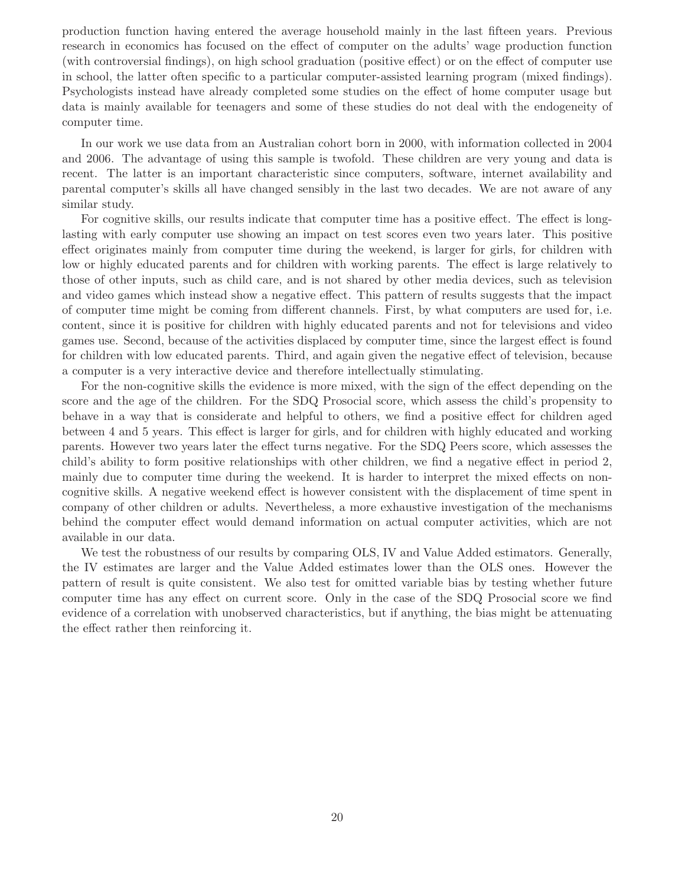production function having entered the average household mainly in the last fifteen years. Previous research in economics has focused on the effect of computer on the adults' wage production function (with controversial findings), on high school graduation (positive effect) or on the effect of computer use in school, the latter often specific to a particular computer-assisted learning program (mixed findings). Psychologists instead have already completed some studies on the effect of home computer usage but data is mainly available for teenagers and some of these studies do not deal with the endogeneity of computer time.

In our work we use data from an Australian cohort born in 2000, with information collected in 2004 and 2006. The advantage of using this sample is twofold. These children are very young and data is recent. The latter is an important characteristic since computers, software, internet availability and parental computer's skills all have changed sensibly in the last two decades. We are not aware of any similar study.

For cognitive skills, our results indicate that computer time has a positive effect. The effect is long-lasting with early computer use showing an impact on test scores even two years later. This positive effect originates mainly from computer time during the weekend, is larger for girls, for children with low or highly educated parents and for children with working parents. The effect is large relatively to those of other inputs, such as child care, and is not shared by other media devices, such as television and video games which instead show a negative effect. This pattern of results suggests that the impact of computer time might be coming from different channels. First, by what computers are used for, i.e. content, since it is positive for children with highly educated parents and not for televisions and video games use. Second, because of the activities displaced by computer time, since the largest effect is found for children with low educated parents. Third, and again given the negative effect of television, because a computer is a very interactive device and therefore intellectually stimulating.

For the non-cognitive skills the evidence is more mixed, with the sign of the effect depending on the score and the age of the children. For the SDQ Prosocial score, which assess the child's propensity to behave in a way that is considerate and helpful to others, we find a positive effect for children aged between 4 and 5 years. This effect is larger for girls, and for children with highly educated and working parents. However two years later the effect turns negative. For the SDQ Peers score, which assesses the child's ability to form positive relationships with other children, we find a negative effect in period 2, mainly due to computer time during the weekend. It is harder to interpret the mixed effects on non-cognitive skills. A negative weekend effect is however consistent with the displacement of time spent in company of other children or adults. Nevertheless, a more exhaustive investigation of the mechanisms behind the computer effect would demand information on actual computer activities, which are not available in our data.

We test the robustness of our results by comparing OLS, IV and Value Added estimators. Generally, the IV estimates are larger and the Value Added estimates lower than the OLS ones. However the pattern of result is quite consistent. We also test for omitted variable bias by testing whether future computer time has any effect on current score. Only in the case of the SDQ Prosocial score we find evidence of a correlation with unobserved characteristics, but if anything, the bias might be attenuating the effect rather then reinforcing it.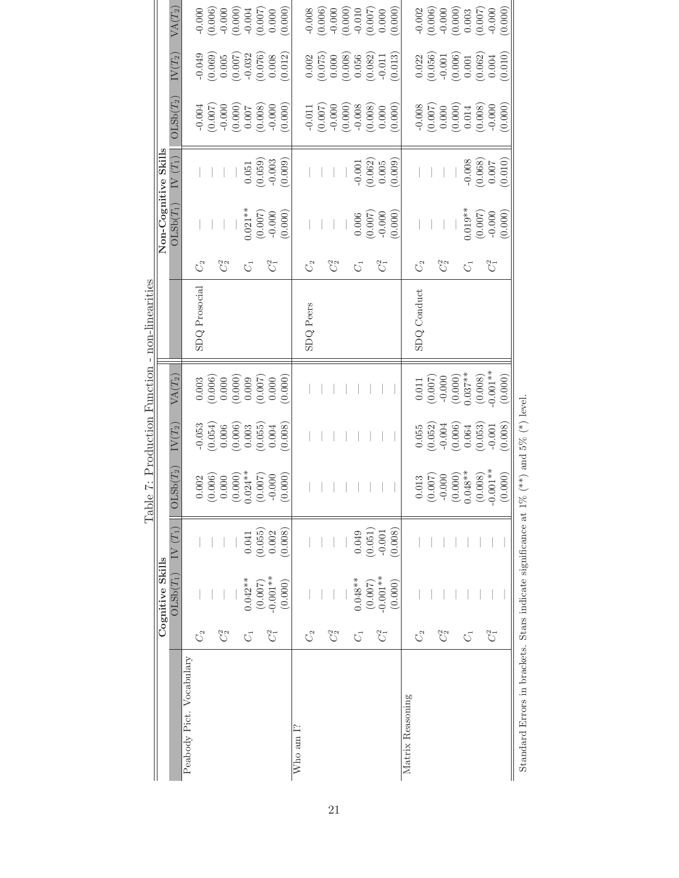Table 7: Production Function - non-linearities

| Cognitive Skills | | OLSb($T_1$) | IV ($T_1$) | OLSb($T_2$) | IV($T_2$) | VA($T_2$) | Non-Cognitive Skills | | OLSb($T_1$) | IV ($T_1$) | OLSb($T_2$) | IV($T_2$) | VA($T_2$) |
|---|---|---|---|---|---|---|---|---|---|---|---|---|---|
| Peabody Pict. Vocabulary | $C_2$ | — | — | 0.002 | -0.053 | 0.003 | SDQ Prosocial | $C_2$ | — | — | -0.004 | -0.049 | -0.000 |
| | | — | — | (0.006) | (0.054) | (0.006) | | | — | — | (0.007) | (0.069) | (0.006) |
| | $C_2^2$ | — | — | 0.000 | 0.006 | 0.000 | | $C_2^2$ | — | — | -0.000 | 0.005 | -0.000 |
| | | — | — | (0.000) | (0.006) | (0.000) | | | — | — | (0.000) | (0.007) | (0.000) |
| | $C_1$ | 0.042** | 0.041 | 0.024** | 0.003 | 0.009 | | $C_1$ | 0.021** | 0.051 | 0.007 | -0.032 | -0.004 |
| | | (0.007) | (0.055) | (0.007) | (0.055) | (0.007) | | | (0.007) | (0.059) | (0.008) | (0.076) | (0.007) |
| | $C_1^2$ | -0.001** | 0.002 | -0.000 | 0.004 | 0.000 | | $C_1^2$ | -0.000 | -0.003 | -0.000 | 0.008 | 0.000 |
| | | (0.000) | (0.008) | (0.000) | (0.008) | (0.000) | | | (0.000) | (0.009) | (0.000) | (0.012) | (0.000) |
| Who am I? | $C_2$ | — | — | — | — | — | SDQ Peers | $C_2$ | — | — | -0.011 | 0.002 | -0.008 |
| | | — | — | — | — | — | | | — | — | (0.007) | (0.075) | (0.006) |
| | $C_2^2$ | — | — | — | — | — | | $C_2^2$ | — | — | -0.000 | 0.000 | -0.000 |
| | | — | — | — | — | — | | | — | — | (0.000) | (0.008) | (0.000) |
| | $C_1$ | 0.048** | 0.049 | — | — | — | | $C_1$ | 0.006 | -0.001 | -0.008 | 0.056 | -0.010 |
| | | (0.007) | (0.051) | — | — | — | | | (0.007) | (0.062) | (0.008) | (0.082) | (0.007) |
| | $C_1^2$ | -0.001** | -0.001 | — | — | — | | $C_1^2$ | -0.000 | 0.005 | 0.000 | -0.011 | 0.000 |
| | | (0.000) | (0.008) | — | — | — | | | (0.000) | (0.009) | (0.000) | (0.013) | (0.000) |
| Matrix Reasoning | $C_2$ | — | — | 0.013 | 0.055 | 0.011 | SDQ Conduct | $C_2$ | — | — | -0.008 | 0.022 | -0.002 |
| | | — | — | (0.007) | (0.052) | (0.007) | | | — | — | (0.007) | (0.056) | (0.006) |
| | $C_2^2$ | — | — | -0.000 | -0.004 | -0.000 | | $C_2^2$ | — | — | 0.000 | -0.001 | -0.000 |
| | | — | — | (0.000) | (0.006) | (0.000) | | | — | — | (0.000) | (0.006) | (0.000) |
| | $C_1$ | — | — | 0.048** | 0.064 | 0.037** | | $C_1$ | 0.019** | -0.008 | 0.014 | 0.001 | 0.003 |
| | | — | — | (0.008) | (0.053) | (0.008) | | | (0.007) | (0.068) | (0.008) | (0.062) | (0.007) |
| | $C_1^2$ | — | — | -0.001** | -0.001 | -0.001** | | $C_1^2$ | -0.000 | 0.007 | -0.000 | 0.004 | -0.000 |
| | | — | — | (0.000) | (0.008) | (0.000) | | | (0.000) | (0.010) | (0.000) | (0.010) | (0.000) |

Standard Errors in brackets. Stars indicate significance at 1% (**) and 5% (*) level.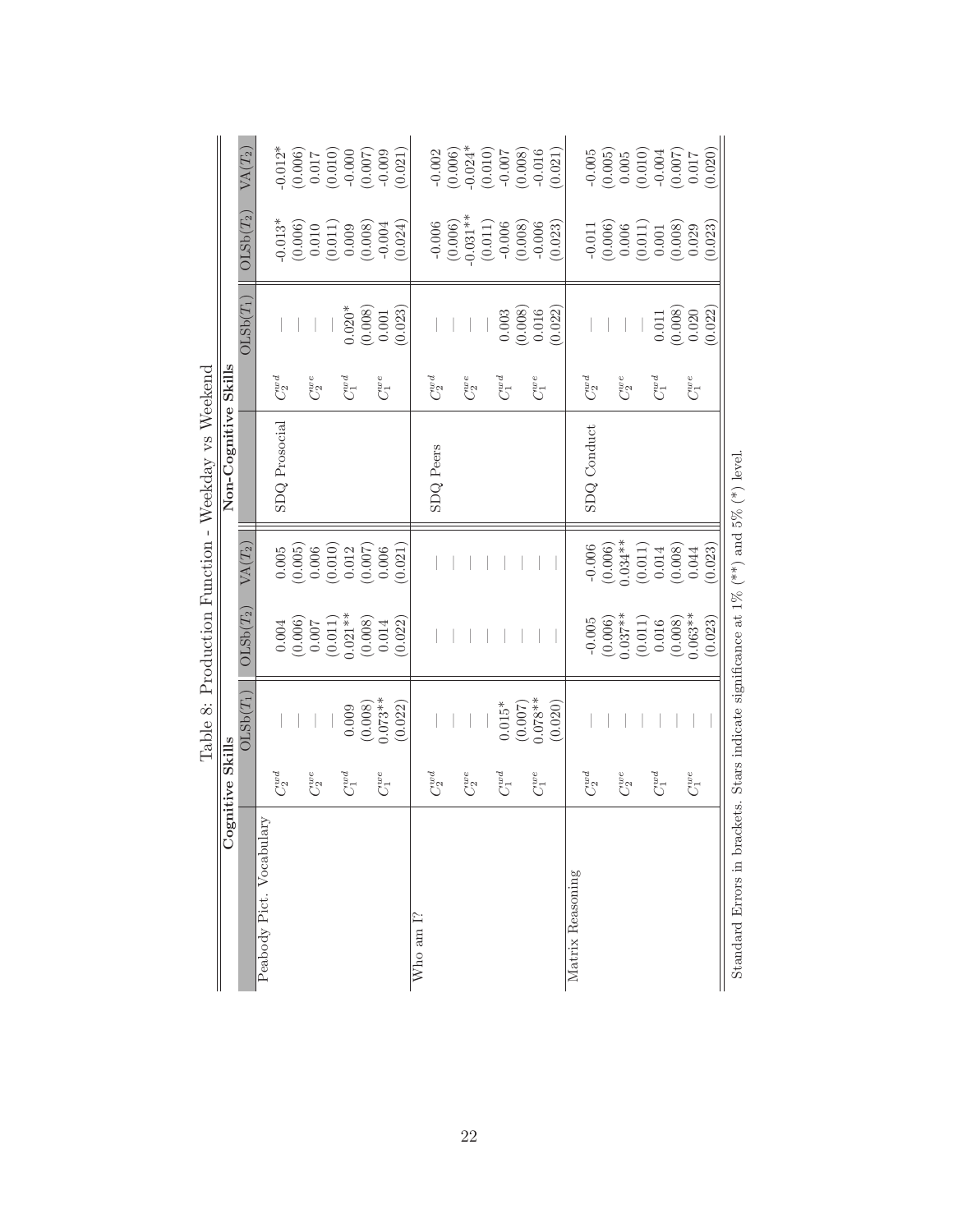Table 8: Production Function - Weekday vs Weekend

| Cognitive Skills | | $\text{OLSb}(T_1)$ | $\text{OLSb}(T_2)$ | $\text{VA}(T_2)$ | Non-Cognitive Skills | | $\text{OLSb}(T_1)$ | $\text{OLSb}(T_2)$ | $\text{VA}(T_2)$ |
|---|---|---|---|---|---|---|---|---|---|
| Peabody Pict. Vocabulary | $C_2^{wd}$ | — | 0.004 | 0.005 | SDQ Prosocial | $C_2^{wd}$ | — | -0.013* | -0.012* |
| | | — | (0.006) | (0.005) | | | — | (0.006) | (0.006) |
| | $C_2^{we}$ | — | 0.007 | 0.006 | | $C_2^{we}$ | — | 0.010 | 0.017 |
| | | — | (0.011) | (0.010) | | | — | (0.011) | (0.010) |
| | $C_1^{wd}$ | 0.009 | 0.021** | 0.012 | | $C_1^{wd}$ | 0.020* | 0.009 | -0.000 |
| | | (0.008) | (0.008) | (0.007) | | | (0.008) | (0.008) | (0.007) |
| | $C_1^{we}$ | 0.073** | 0.014 | 0.006 | | $C_1^{we}$ | 0.001 | -0.004 | -0.009 |
| | | (0.022) | (0.022) | (0.021) | | | (0.023) | (0.024) | (0.021) |
| Who am I? | $C_2^{wd}$ | — | — | — | SDQ Peers | $C_2^{wd}$ | — | -0.006 | -0.002 |
| | | — | — | — | | | — | (0.006) | (0.006) |
| | $C_2^{we}$ | — | — | — | | $C_2^{we}$ | — | -0.031** | -0.024* |
| | | — | — | — | | | — | (0.011) | (0.010) |
| | $C_1^{wd}$ | 0.015* | — | — | | $C_1^{wd}$ | 0.003 | -0.006 | -0.007 |
| | | (0.007) | — | — | | | (0.008) | (0.008) | (0.008) |
| | $C_1^{we}$ | 0.078** | — | — | | $C_1^{we}$ | 0.016 | -0.006 | -0.016 |
| | | (0.020) | — | — | | | (0.022) | (0.023) | (0.021) |
| Matrix Reasoning | $C_2^{wd}$ | — | -0.005 | -0.006 | SDQ Conduct | $C_2^{wd}$ | — | -0.011 | -0.005 |
| | | — | (0.006) | (0.006) | | | — | (0.006) | (0.005) |
| | $C_2^{we}$ | — | 0.037** | 0.034** | | $C_2^{we}$ | — | 0.006 | 0.005 |
| | | — | (0.011) | (0.011) | | | — | (0.011) | (0.010) |
| | $C_1^{wd}$ | — | 0.016 | 0.014 | | $C_1^{wd}$ | 0.011 | 0.001 | -0.004 |
| | | — | (0.008) | (0.008) | | | (0.008) | (0.008) | (0.007) |
| | $C_1^{we}$ | — | 0.063** | 0.044 | | $C_1^{we}$ | 0.020 | 0.029 | 0.017 |
| | | — | (0.023) | (0.023) | | | (0.022) | (0.023) | (0.020) |

Standard Errors in brackets. Stars indicate significance at 1% (**) and 5% (*) level.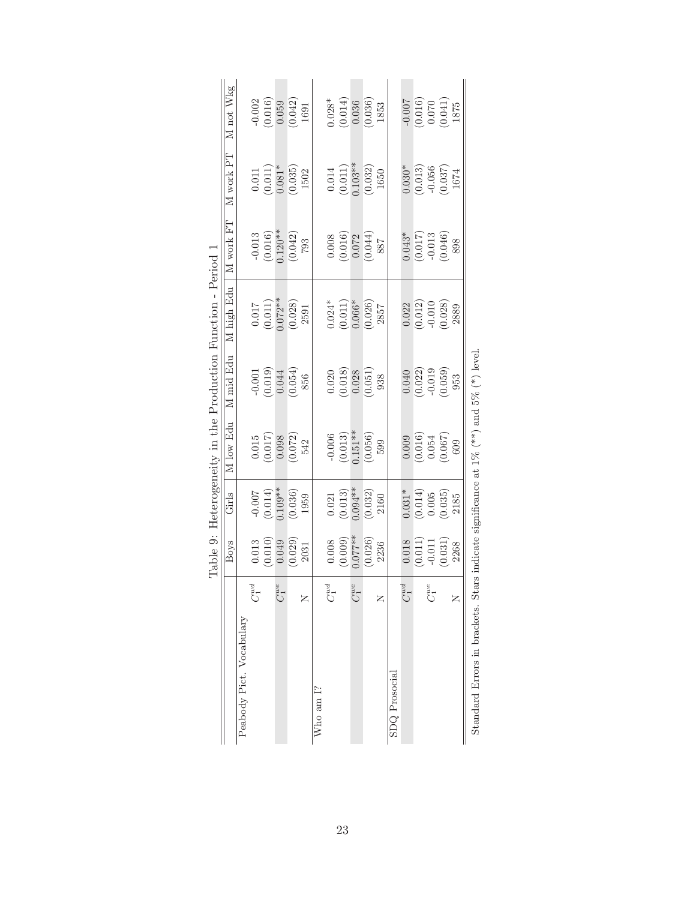Table 9: Heterogeneity in the Production Function - Period 1

| | | Boys | Girls | M low Edu | M mid Edu | M high Edu | M work FT | M work PT | M not Wkg |
|---|---|---|---|---|---|---|---|---|---|
| Peabody Pict. Vocabulary | $C_1^{ud}$ | 0.013 | -0.007 | 0.015 | -0.001 | 0.017 | -0.013 | 0.011 | -0.002 |
| | | (0.010) | (0.014) | (0.017) | (0.019) | (0.011) | (0.016) | (0.011) | (0.016) |
| | $C_1^{ue}$ | 0.049 | 0.109** | 0.098 | 0.044 | 0.072** | 0.120** | 0.081* | 0.059 |
| | | (0.029) | (0.036) | (0.072) | (0.054) | (0.028) | (0.042) | (0.035) | (0.042) |
| | N | 2031 | 1959 | 542 | 856 | 2591 | 793 | 1502 | 1691 |
| Who am I? | $C_1^{ud}$ | 0.008 | 0.021 | -0.006 | 0.020 | 0.024* | 0.008 | 0.014 | 0.028* |
| | | (0.009) | (0.013) | (0.013) | (0.018) | (0.011) | (0.016) | (0.011) | (0.014) |
| | $C_1^{ue}$ | 0.077** | 0.094** | 0.151** | 0.028 | 0.066* | 0.072 | 0.103** | 0.036 |
| | | (0.026) | (0.032) | (0.056) | (0.051) | (0.026) | (0.044) | (0.032) | (0.036) |
| | N | 2236 | 2160 | 599 | 938 | 2857 | 887 | 1650 | 1853 |
| SDQ Prosocial | $C_1^{ud}$ | 0.018 | 0.031* | 0.009 | 0.040 | 0.022 | 0.043* | 0.030* | -0.007 |
| | | (0.011) | (0.014) | (0.016) | (0.022) | (0.012) | (0.017) | (0.013) | (0.016) |
| | $C_1^{ue}$ | -0.011 | 0.005 | 0.054 | -0.019 | -0.010 | -0.013 | -0.056 | 0.070 |
| | | (0.031) | (0.035) | (0.067) | (0.059) | (0.028) | (0.046) | (0.037) | (0.041) |
| | N | 2268 | 2185 | 609 | 953 | 2889 | 898 | 1674 | 1875 |

Standard Errors in brackets. Stars indicate significance at 1% (**) and 5% (*) level.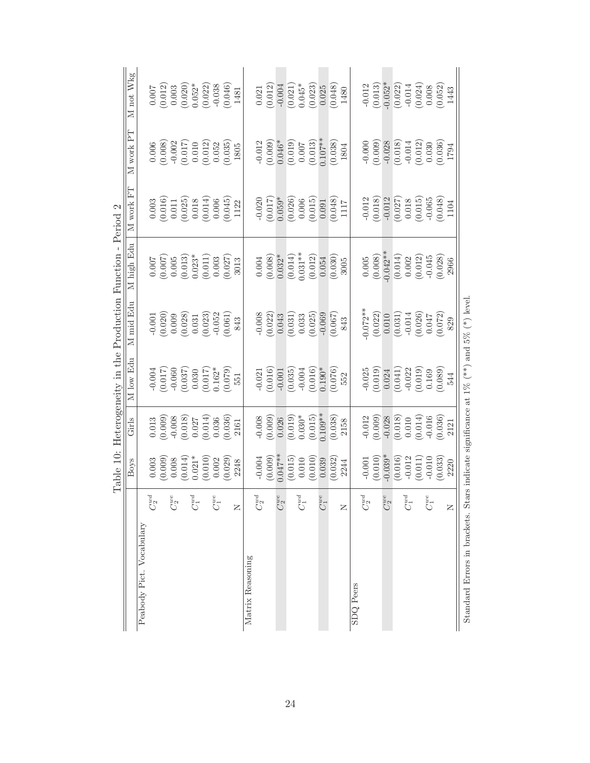Table 10: Heterogeneity in the Production Function - Period 2

| | | Boys | Girls | M low Edu | M mid Edu | M high Edu | M work FT | M work PT | M not Wkg |
|---|---|---|---|---|---|---|---|---|---|
| Peabody Pict. Vocabulary | $C_2^{ud}$ | 0.003 | 0.013 | -0.004 | -0.001 | 0.007 | 0.003 | 0.006 | 0.007 |
| | | (0.009) | (0.009) | (0.017) | (0.020) | (0.007) | (0.016) | (0.008) | (0.012) |
| | $C_2^{we}$ | 0.008 | -0.008 | -0.060 | 0.009 | 0.005 | 0.011 | -0.002 | 0.003 |
| | | (0.014) | (0.018) | (0.037) | (0.028) | (0.013) | (0.025) | (0.017) | (0.020) |
| | $C_1^{ud}$ | 0.021* | 0.027 | 0.030 | 0.031 | 0.023* | 0.018 | 0.010 | 0.052* |
| | | (0.010) | (0.014) | (0.017) | (0.023) | (0.011) | (0.014) | (0.012) | (0.022) |
| | $C_1^{we}$ | 0.002 | 0.036 | 0.162* | -0.052 | 0.003 | 0.006 | 0.052 | -0.038 |
| | | (0.029) | (0.036) | (0.079) | (0.061) | (0.027) | (0.045) | (0.035) | (0.046) |
| | N | 2248 | 2161 | 551 | 843 | 3013 | 1122 | 1805 | 1481 |
| Matrix Reasoning | $C_2^{ud}$ | -0.004 | -0.008 | -0.021 | -0.008 | 0.004 | -0.020 | -0.012 | 0.021 |
| | | (0.009) | (0.009) | (0.016) | (0.022) | (0.008) | (0.017) | (0.009) | (0.012) |
| | $C_2^{we}$ | 0.047** | 0.026 | -0.001 | 0.043 | 0.032* | 0.059* | 0.046* | -0.004 |
| | | (0.015) | (0.019) | (0.035) | (0.031) | (0.014) | (0.026) | (0.019) | (0.021) |
| | $C_1^{ud}$ | 0.010 | 0.030* | -0.004 | 0.033 | 0.031** | 0.006 | 0.007 | 0.045* |
| | | (0.010) | (0.015) | (0.016) | (0.025) | (0.012) | (0.015) | (0.013) | (0.023) |
| | $C_1^{we}$ | 0.039 | 0.109** | 0.190* | -0.069 | 0.054 | 0.091 | 0.107** | 0.025 |
| | | (0.032) | (0.038) | (0.076) | (0.067) | (0.030) | (0.048) | (0.038) | (0.048) |
| | N | 2244 | 2158 | 552 | 843 | 3005 | 1117 | 1804 | 1480 |
| SDQ Peers | $C_2^{ud}$ | -0.001 | -0.012 | -0.025 | -0.072** | 0.005 | -0.012 | -0.000 | -0.012 |
| | | (0.010) | (0.009) | (0.019) | (0.022) | (0.008) | (0.018) | (0.009) | (0.013) |
| | $C_2^{we}$ | -0.039* | -0.028 | 0.024 | 0.010 | -0.042** | -0.012 | -0.028 | -0.052* |
| | | (0.016) | (0.018) | (0.041) | (0.031) | (0.014) | (0.027) | (0.018) | (0.022) |
| | $C_1^{ud}$ | -0.012 | 0.010 | -0.022 | -0.014 | 0.002 | 0.018 | -0.014 | -0.014 |
| | | (0.011) | (0.014) | (0.019) | (0.026) | (0.012) | (0.015) | (0.012) | (0.024) |
| | $C_1^{we}$ | -0.010 | -0.016 | 0.169 | 0.047 | -0.045 | -0.065 | 0.030 | 0.008 |
| | | (0.033) | (0.036) | (0.089) | (0.072) | (0.028) | (0.048) | (0.036) | (0.052) |
| | N | 2220 | 2121 | 544 | 829 | 2966 | 1104 | 1794 | 1443 |

Standard Errors in brackets. Stars indicate significance at 1% (**) and 5% (*) level.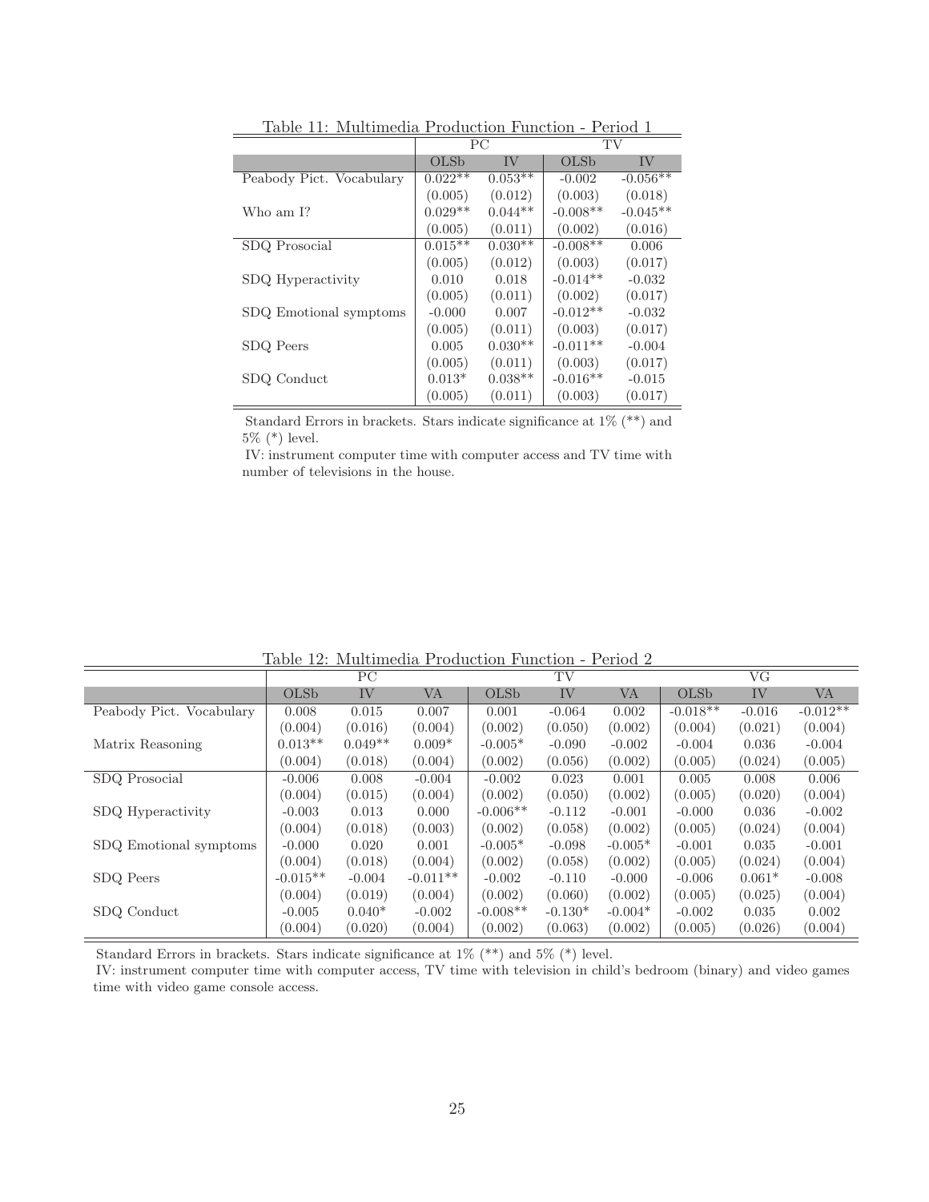Table 11: Multimedia Production Function - Period 1

| | PC | | TV | |
|---|---|---|---|---|
| | OLSb | IV | OLSb | IV |
| Peabody Pict. Vocabulary | 0.022** | 0.053** | -0.002 | -0.056** |
| | (0.005) | (0.012) | (0.003) | (0.018) |
| Who am I? | 0.029** | 0.044** | -0.008** | -0.045** |
| | (0.005) | (0.011) | (0.002) | (0.016) |
| SDQ Prosocial | 0.015** | 0.030** | -0.008** | 0.006 |
| | (0.005) | (0.012) | (0.003) | (0.017) |
| SDQ Hyperactivity | 0.010 | 0.018 | -0.014** | -0.032 |
| | (0.005) | (0.011) | (0.002) | (0.017) |
| SDQ Emotional symptoms | -0.000 | 0.007 | -0.012** | -0.032 |
| | (0.005) | (0.011) | (0.003) | (0.017) |
| SDQ Peers | 0.005 | 0.030** | -0.011** | -0.004 |
| | (0.005) | (0.011) | (0.003) | (0.017) |
| SDQ Conduct | 0.013* | 0.038** | -0.016** | -0.015 |
| | (0.005) | (0.011) | (0.003) | (0.017) |

Standard Errors in brackets. Stars indicate significance at 1% (**) and 5% (*) level.

IV: instrument computer time with computer access and TV time with number of televisions in the house.

Table 12: Multimedia Production Function - Period 2

| | PC | | | TV | | | VG | | |
|---|---|---|---|---|---|---|---|---|---|
| | OLSb | IV | VA | OLSb | IV | VA | OLSb | IV | VA |
| Peabody Pict. Vocabulary | 0.008 | 0.015 | 0.007 | 0.001 | -0.064 | 0.002 | -0.018** | -0.016 | -0.012** |
| | (0.004) | (0.016) | (0.004) | (0.002) | (0.050) | (0.002) | (0.004) | (0.021) | (0.004) |
| Matrix Reasoning | 0.013** | 0.049** | 0.009* | -0.005* | -0.090 | -0.002 | -0.004 | 0.036 | -0.004 |
| | (0.004) | (0.018) | (0.004) | (0.002) | (0.056) | (0.002) | (0.005) | (0.024) | (0.005) |
| SDQ Prosocial | -0.006 | 0.008 | -0.004 | -0.002 | 0.023 | 0.001 | 0.005 | 0.008 | 0.006 |
| | (0.004) | (0.015) | (0.004) | (0.002) | (0.050) | (0.002) | (0.005) | (0.020) | (0.004) |
| SDQ Hyperactivity | -0.003 | 0.013 | 0.000 | -0.006** | -0.112 | -0.001 | -0.000 | 0.036 | -0.002 |
| | (0.004) | (0.018) | (0.003) | (0.002) | (0.058) | (0.002) | (0.005) | (0.024) | (0.004) |
| SDQ Emotional symptoms | -0.000 | 0.020 | 0.001 | -0.005* | -0.098 | -0.005* | -0.001 | 0.035 | -0.001 |
| | (0.004) | (0.018) | (0.004) | (0.002) | (0.058) | (0.002) | (0.005) | (0.024) | (0.004) |
| SDQ Peers | -0.015** | -0.004 | -0.011** | -0.002 | -0.110 | -0.000 | -0.006 | 0.061* | -0.008 |
| | (0.004) | (0.019) | (0.004) | (0.002) | (0.060) | (0.002) | (0.005) | (0.025) | (0.004) |
| SDQ Conduct | -0.005 | 0.040* | -0.002 | -0.008** | -0.130* | -0.004* | -0.002 | 0.035 | 0.002 |
| | (0.004) | (0.020) | (0.004) | (0.002) | (0.063) | (0.002) | (0.005) | (0.026) | (0.004) |

Standard Errors in brackets. Stars indicate significance at 1% (**) and 5% (*) level.

IV: instrument computer time with computer access, TV time with television in child's bedroom (binary) and video games time with video game console access.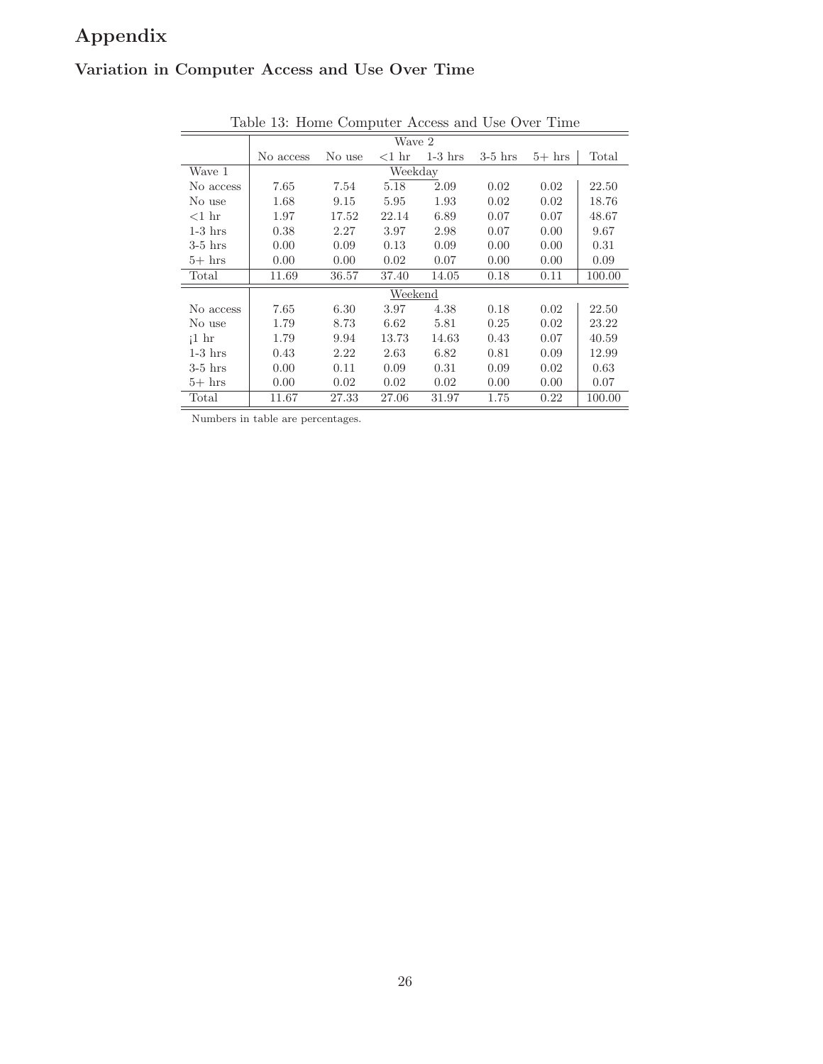# Appendix

## Variation in Computer Access and Use Over Time

Table 13: Home Computer Access and Use Over Time

| | Wave 2 | | | | | | |
|---|---|---|---|---|---|---|---|
| | No access | No use | <1 hr | 1-3 hrs | 3-5 hrs | 5+ hrs | Total |
| Wave 1 | Weekday | | | | | | |
| No access | 7.65 | 7.54 | 5.18 | 2.09 | 0.02 | 0.02 | 22.50 |
| No use | 1.68 | 9.15 | 5.95 | 1.93 | 0.02 | 0.02 | 18.76 |
| <1 hr | 1.97 | 17.52 | 22.14 | 6.89 | 0.07 | 0.07 | 48.67 |
| 1-3 hrs | 0.38 | 2.27 | 3.97 | 2.98 | 0.07 | 0.00 | 9.67 |
| 3-5 hrs | 0.00 | 0.09 | 0.13 | 0.09 | 0.00 | 0.00 | 0.31 |
| 5+ hrs | 0.00 | 0.00 | 0.02 | 0.07 | 0.00 | 0.00 | 0.09 |
| Total | 11.69 | 36.57 | 37.40 | 14.05 | 0.18 | 0.11 | 100.00 |
| | Weekend | | | | | | |
| No access | 7.65 | 6.30 | 3.97 | 4.38 | 0.18 | 0.02 | 22.50 |
| No use | 1.79 | 8.73 | 6.62 | 5.81 | 0.25 | 0.02 | 23.22 |
| ¡1 hr | 1.79 | 9.94 | 13.73 | 14.63 | 0.43 | 0.07 | 40.59 |
| 1-3 hrs | 0.43 | 2.22 | 2.63 | 6.82 | 0.81 | 0.09 | 12.99 |
| 3-5 hrs | 0.00 | 0.11 | 0.09 | 0.31 | 0.09 | 0.02 | 0.63 |
| 5+ hrs | 0.00 | 0.02 | 0.02 | 0.02 | 0.00 | 0.00 | 0.07 |
| Total | 11.67 | 27.33 | 27.06 | 31.97 | 1.75 | 0.22 | 100.00 |

Numbers in table are percentages.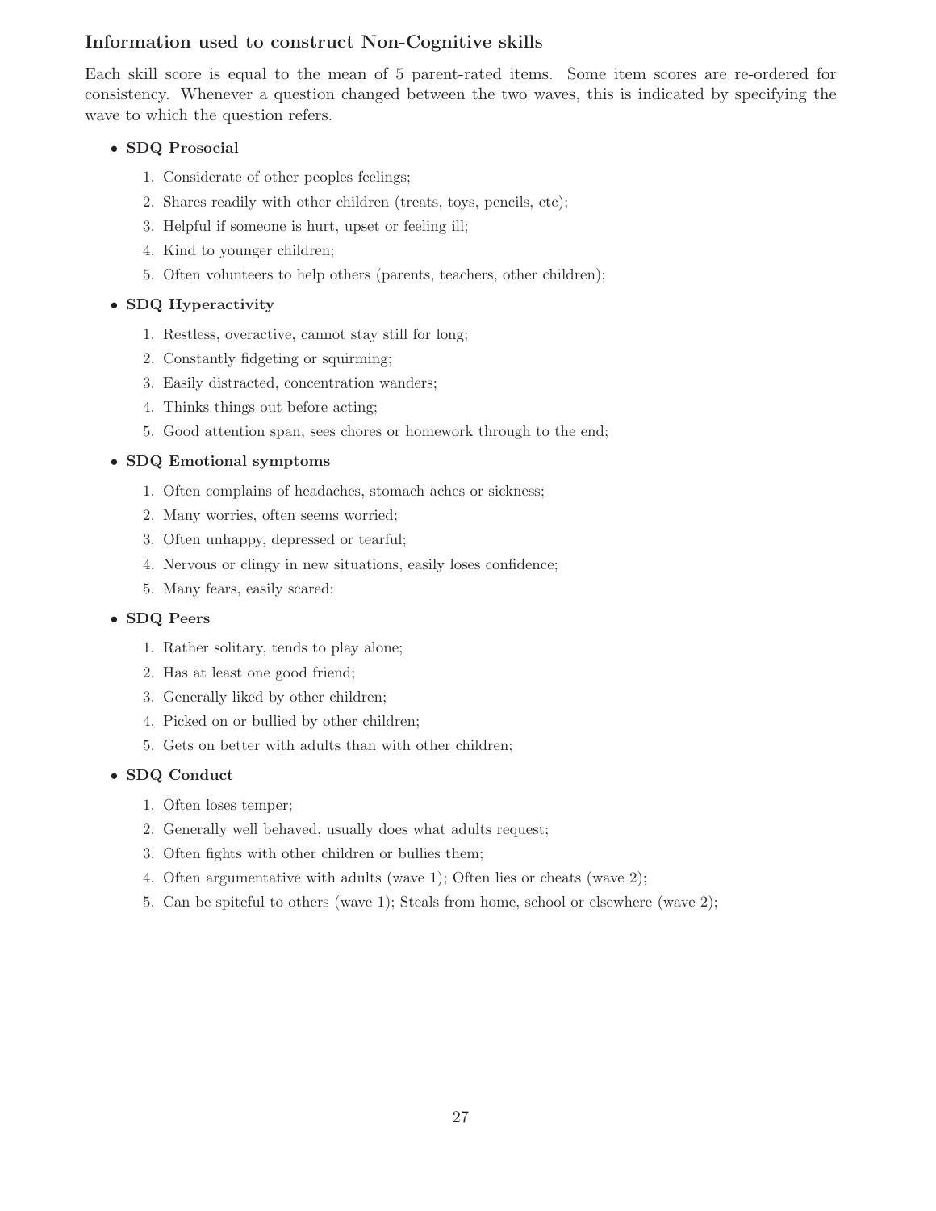### Information used to construct Non-Cognitive skills

Each skill score is equal to the mean of 5 parent-rated items. Some item scores are re-ordered for consistency. Whenever a question changed between the two waves, this is indicated by specifying the wave to which the question refers.

- **SDQ Prosocial**
  1. Considerate of other peoples feelings;
  2. Shares readily with other children (treats, toys, pencils, etc);
  3. Helpful if someone is hurt, upset or feeling ill;
  4. Kind to younger children;
  5. Often volunteers to help others (parents, teachers, other children);
- **SDQ Hyperactivity**
  1. Restless, overactive, cannot stay still for long;
  2. Constantly fidgeting or squirming;
  3. Easily distracted, concentration wanders;
  4. Thinks things out before acting;
  5. Good attention span, sees chores or homework through to the end;
- **SDQ Emotional symptoms**
  1. Often complains of headaches, stomach aches or sickness;
  2. Many worries, often seems worried;
  3. Often unhappy, depressed or tearful;
  4. Nervous or clingy in new situations, easily loses confidence;
  5. Many fears, easily scared;
- **SDQ Peers**
  1. Rather solitary, tends to play alone;
  2. Has at least one good friend;
  3. Generally liked by other children;
  4. Picked on or bullied by other children;
  5. Gets on better with adults than with other children;
- **SDQ Conduct**
  1. Often loses temper;
  2. Generally well behaved, usually does what adults request;
  3. Often fights with other children or bullies them;
  4. Often argumentative with adults (wave 1); Often lies or cheats (wave 2);
  5. Can be spiteful to others (wave 1); Steals from home, school or elsewhere (wave 2);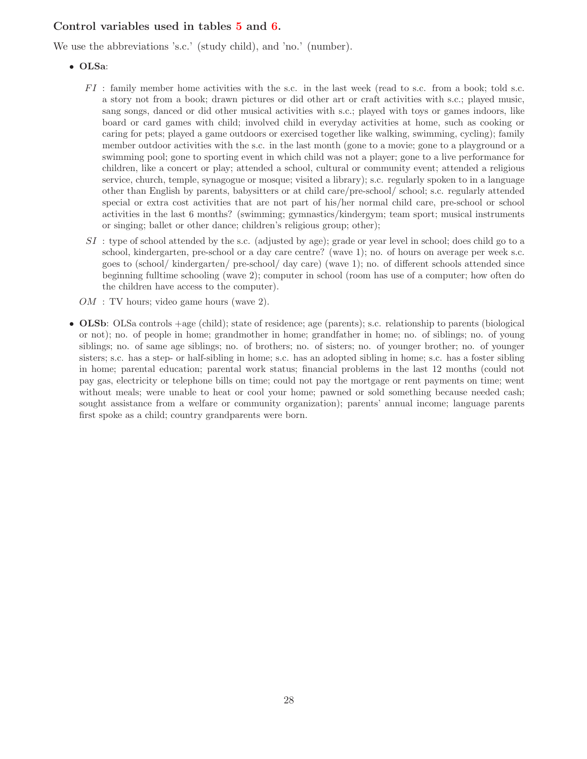### Control variables used in tables 5 and 6.

We use the abbreviations 's.c.' (study child), and 'no.' (number).

- **OLSa**:

  $FI$ : family member home activities with the s.c. in the last week (read to s.c. from a book; told s.c. a story not from a book; drawn pictures or did other art or craft activities with s.c.; played music, sang songs, danced or did other musical activities with s.c.; played with toys or games indoors, like board or card games with child; involved child in everyday activities at home, such as cooking or caring for pets; played a game outdoors or exercised together like walking, swimming, cycling); family member outdoor activities with the s.c. in the last month (gone to a movie; gone to a playground or a swimming pool; gone to sporting event in which child was not a player; gone to a live performance for children, like a concert or play; attended a school, cultural or community event; attended a religious service, church, temple, synagogue or mosque; visited a library); s.c. regularly spoken to in a language other than English by parents, babysitters or at child care/pre-school/ school; s.c. regularly attended special or extra cost activities that are not part of his/her normal child care, pre-school or school activities in the last 6 months? (swimming; gymnastics/kindergym; team sport; musical instruments or singing; ballet or other dance; children's religious group; other);

  $SI$ : type of school attended by the s.c. (adjusted by age); grade or year level in school; does child go to a school, kindergarten, pre-school or a day care centre? (wave 1); no. of hours on average per week s.c. goes to (school/ kindergarten/ pre-school/ day care) (wave 1); no. of different schools attended since beginning fulltime schooling (wave 2); computer in school (room has use of a computer; how often do the children have access to the computer).

  $OM$ : TV hours; video game hours (wave 2).

- **OLSb**: OLSa controls +age (child); state of residence; age (parents); s.c. relationship to parents (biological or not); no. of people in home; grandmother in home; grandfather in home; no. of siblings; no. of young siblings; no. of same age siblings; no. of brothers; no. of sisters; no. of younger brother; no. of younger sisters; s.c. has a step- or half-sibling in home; s.c. has an adopted sibling in home; s.c. has a foster sibling in home; parental education; parental work status; financial problems in the last 12 months (could not pay gas, electricity or telephone bills on time; could not pay the mortgage or rent payments on time; went without meals; were unable to heat or cool your home; pawned or sold something because needed cash; sought assistance from a welfare or community organization); parents' annual income; language parents first spoke as a child; country grandparents were born.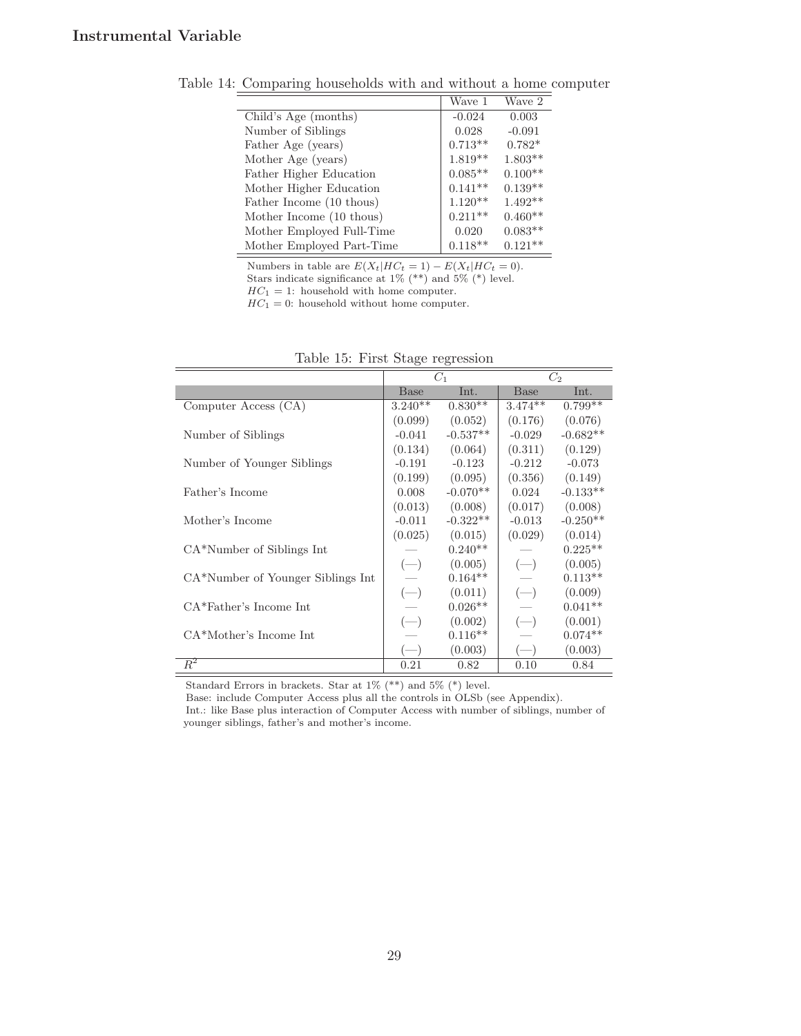### Instrumental Variable

Table 14: Comparing households with and without a home computer

| | Wave 1 | Wave 2 |
|---|---|---|
| Child's Age (months) | -0.024 | 0.003 |
| Number of Siblings | 0.028 | -0.091 |
| Father Age (years) | 0.713** | 0.782* |
| Mother Age (years) | 1.819** | 1.803** |
| Father Higher Education | 0.085** | 0.100** |
| Mother Higher Education | 0.141** | 0.139** |
| Father Income (10 thous) | 1.120** | 1.492** |
| Mother Income (10 thous) | 0.211** | 0.460** |
| Mother Employed Full-Time | 0.020 | 0.083** |
| Mother Employed Part-Time | 0.118** | 0.121** |

Numbers in table are $E(X_t|HC_t = 1) - E(X_t|HC_t = 0)$.
Stars indicate significance at 1% (**) and 5% (*) level.
$HC_1 = 1$: household with home computer.
$HC_1 = 0$: household without home computer.

Table 15: First Stage regression

| | $C_1$ | | $C_2$ | |
|---|---|---|---|---|
| | Base | Int. | Base | Int. |
| Computer Access (CA) | 3.240** | 0.830** | 3.474** | 0.799** |
| | (0.099) | (0.052) | (0.176) | (0.076) |
| Number of Siblings | -0.041 | -0.537** | -0.029 | -0.682** |
| | (0.134) | (0.064) | (0.311) | (0.129) |
| Number of Younger Siblings | -0.191 | -0.123 | -0.212 | -0.073 |
| | (0.199) | (0.095) | (0.356) | (0.149) |
| Father's Income | 0.008 | -0.070** | 0.024 | -0.133** |
| | (0.013) | (0.008) | (0.017) | (0.008) |
| Mother's Income | -0.011 | -0.322** | -0.013 | -0.250** |
| | (0.025) | (0.015) | (0.029) | (0.014) |
| CA*Number of Siblings Int | — | 0.240** | — | 0.225** |
| | (—) | (0.005) | (—) | (0.005) |
| CA*Number of Younger Siblings Int | — | 0.164** | — | 0.113** |
| | (—) | (0.011) | (—) | (0.009) |
| CA*Father's Income Int | — | 0.026** | — | 0.041** |
| | (—) | (0.002) | (—) | (0.001) |
| CA*Mother's Income Int | — | 0.116** | — | 0.074** |
| | (—) | (0.003) | (—) | (0.003) |
| $R^2$ | 0.21 | 0.82 | 0.10 | 0.84 |

Standard Errors in brackets. Star at 1% (**) and 5% (*) level.
Base: include Computer Access plus all the controls in OLSb (see Appendix).
Int.: like Base plus interaction of Computer Access with number of siblings, number of younger siblings, father's and mother's income.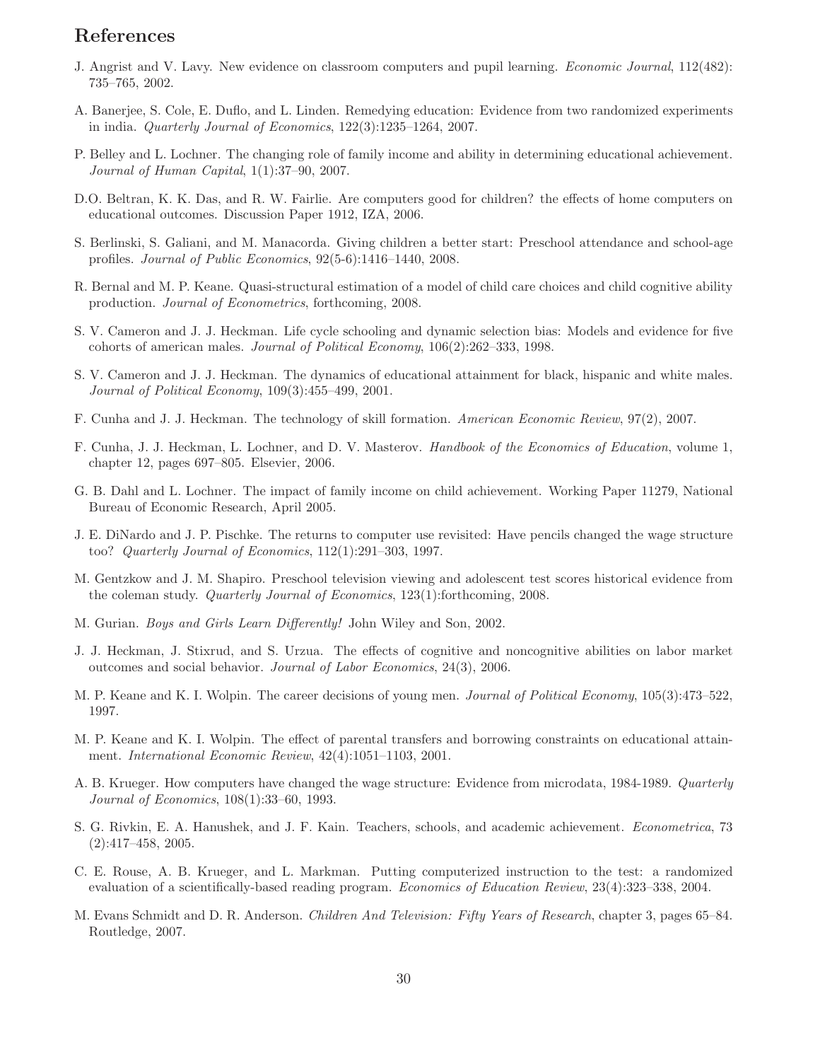## References

J. Angrist and V. Lavy. New evidence on classroom computers and pupil learning. *Economic Journal*, 112(482): 735–765, 2002.

A. Banerjee, S. Cole, E. Duflo, and L. Linden. Remedying education: Evidence from two randomized experiments in india. *Quarterly Journal of Economics*, 122(3):1235–1264, 2007.

P. Belley and L. Lochner. The changing role of family income and ability in determining educational achievement. *Journal of Human Capital*, 1(1):37–90, 2007.

D.O. Beltran, K. K. Das, and R. W. Fairlie. Are computers good for children? the effects of home computers on educational outcomes. Discussion Paper 1912, IZA, 2006.

S. Berlinski, S. Galiani, and M. Manacorda. Giving children a better start: Preschool attendance and school-age profiles. *Journal of Public Economics*, 92(5-6):1416–1440, 2008.

R. Bernal and M. P. Keane. Quasi-structural estimation of a model of child care choices and child cognitive ability production. *Journal of Econometrics*, forthcoming, 2008.

S. V. Cameron and J. J. Heckman. Life cycle schooling and dynamic selection bias: Models and evidence for five cohorts of american males. *Journal of Political Economy*, 106(2):262–333, 1998.

S. V. Cameron and J. J. Heckman. The dynamics of educational attainment for black, hispanic and white males. *Journal of Political Economy*, 109(3):455–499, 2001.

F. Cunha and J. J. Heckman. The technology of skill formation. *American Economic Review*, 97(2), 2007.

F. Cunha, J. J. Heckman, L. Lochner, and D. V. Masterov. *Handbook of the Economics of Education*, volume 1, chapter 12, pages 697–805. Elsevier, 2006.

G. B. Dahl and L. Lochner. The impact of family income on child achievement. Working Paper 11279, National Bureau of Economic Research, April 2005.

J. E. DiNardo and J. P. Pischke. The returns to computer use revisited: Have pencils changed the wage structure too? *Quarterly Journal of Economics*, 112(1):291–303, 1997.

M. Gentzkow and J. M. Shapiro. Preschool television viewing and adolescent test scores historical evidence from the coleman study. *Quarterly Journal of Economics*, 123(1):forthcoming, 2008.

M. Gurian. *Boys and Girls Learn Differently!* John Wiley and Son, 2002.

J. J. Heckman, J. Stixrud, and S. Urzua. The effects of cognitive and noncognitive abilities on labor market outcomes and social behavior. *Journal of Labor Economics*, 24(3), 2006.

M. P. Keane and K. I. Wolpin. The career decisions of young men. *Journal of Political Economy*, 105(3):473–522, 1997.

M. P. Keane and K. I. Wolpin. The effect of parental transfers and borrowing constraints on educational attainment. *International Economic Review*, 42(4):1051–1103, 2001.

A. B. Krueger. How computers have changed the wage structure: Evidence from microdata, 1984-1989. *Quarterly Journal of Economics*, 108(1):33–60, 1993.

S. G. Rivkin, E. A. Hanushek, and J. F. Kain. Teachers, schools, and academic achievement. *Econometrica*, 73 (2):417–458, 2005.

C. E. Rouse, A. B. Krueger, and L. Markman. Putting computerized instruction to the test: a randomized evaluation of a scientifically-based reading program. *Economics of Education Review*, 23(4):323–338, 2004.

M. Evans Schmidt and D. R. Anderson. *Children And Television: Fifty Years of Research*, chapter 3, pages 65–84. Routledge, 2007.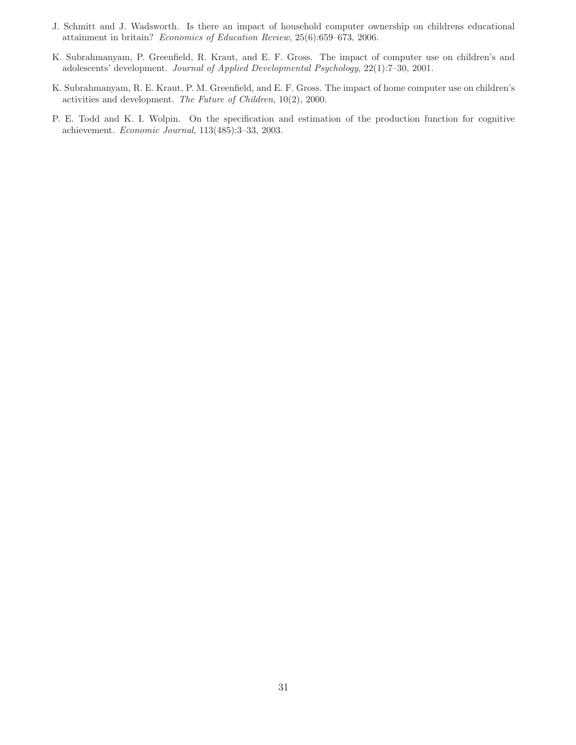J. Schmitt and J. Wadsworth. Is there an impact of household computer ownership on childrens educational attainment in britain? *Economics of Education Review*, 25(6):659–673, 2006.

K. Subrahmanyam, P. Greenfield, R. Kraut, and E. F. Gross. The impact of computer use on children's and adolescents' development. *Journal of Applied Developmental Psychology*, 22(1):7–30, 2001.

K. Subrahmanyam, R. E. Kraut, P. M. Greenfield, and E. F. Gross. The impact of home computer use on children's activities and development. *The Future of Children*, 10(2), 2000.

P. E. Todd and K. I. Wolpin. On the specification and estimation of the production function for cognitive achievement. *Economic Journal*, 113(485):3–33, 2003.